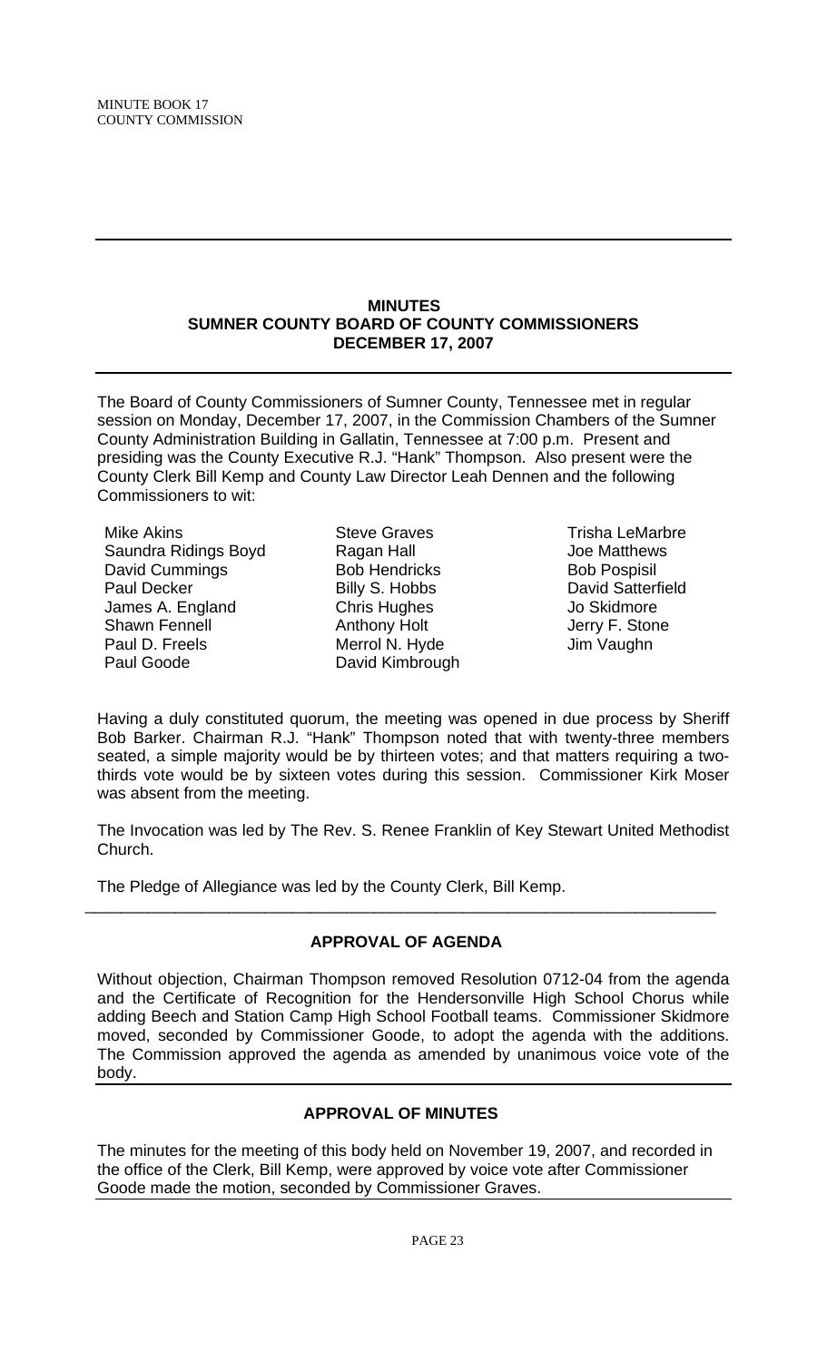## MINUTES
## SUMNER COUNTY BOARD OF COUNTY COMMISSIONERS
## DECEMBER 17, 2007

The Board of County Commissioners of Sumner County, Tennessee met in regular session on Monday, December 17, 2007, in the Commission Chambers of the Sumner County Administration Building in Gallatin, Tennessee at 7:00 p.m. Present and presiding was the County Executive R.J. "Hank" Thompson. Also present were the County Clerk Bill Kemp and County Law Director Leah Dennen and the following Commissioners to wit:

| | | |
|---|---|---|
| Mike Akins | Steve Graves | Trisha LeMarbre |
| Saundra Ridings Boyd | Ragan Hall | Joe Matthews |
| David Cummings | Bob Hendricks | Bob Pospisil |
| Paul Decker | Billy S. Hobbs | David Satterfield |
| James A. England | Chris Hughes | Jo Skidmore |
| Shawn Fennell | Anthony Holt | Jerry F. Stone |
| Paul D. Freels | Merrol N. Hyde | Jim Vaughn |
| Paul Goode | David Kimbrough | |

Having a duly constituted quorum, the meeting was opened in due process by Sheriff Bob Barker. Chairman R.J. "Hank" Thompson noted that with twenty-three members seated, a simple majority would be by thirteen votes; and that matters requiring a two-thirds vote would be by sixteen votes during this session. Commissioner Kirk Moser was absent from the meeting.

The Invocation was led by The Rev. S. Renee Franklin of Key Stewart United Methodist Church.

The Pledge of Allegiance was led by the County Clerk, Bill Kemp.

---

### APPROVAL OF AGENDA

Without objection, Chairman Thompson removed Resolution 0712-04 from the agenda and the Certificate of Recognition for the Hendersonville High School Chorus while adding Beech and Station Camp High School Football teams. Commissioner Skidmore moved, seconded by Commissioner Goode, to adopt the agenda with the additions. The Commission approved the agenda as amended by unanimous voice vote of the body.

### APPROVAL OF MINUTES

The minutes for the meeting of this body held on November 19, 2007, and recorded in the office of the Clerk, Bill Kemp, were approved by voice vote after Commissioner Goode made the motion, seconded by Commissioner Graves.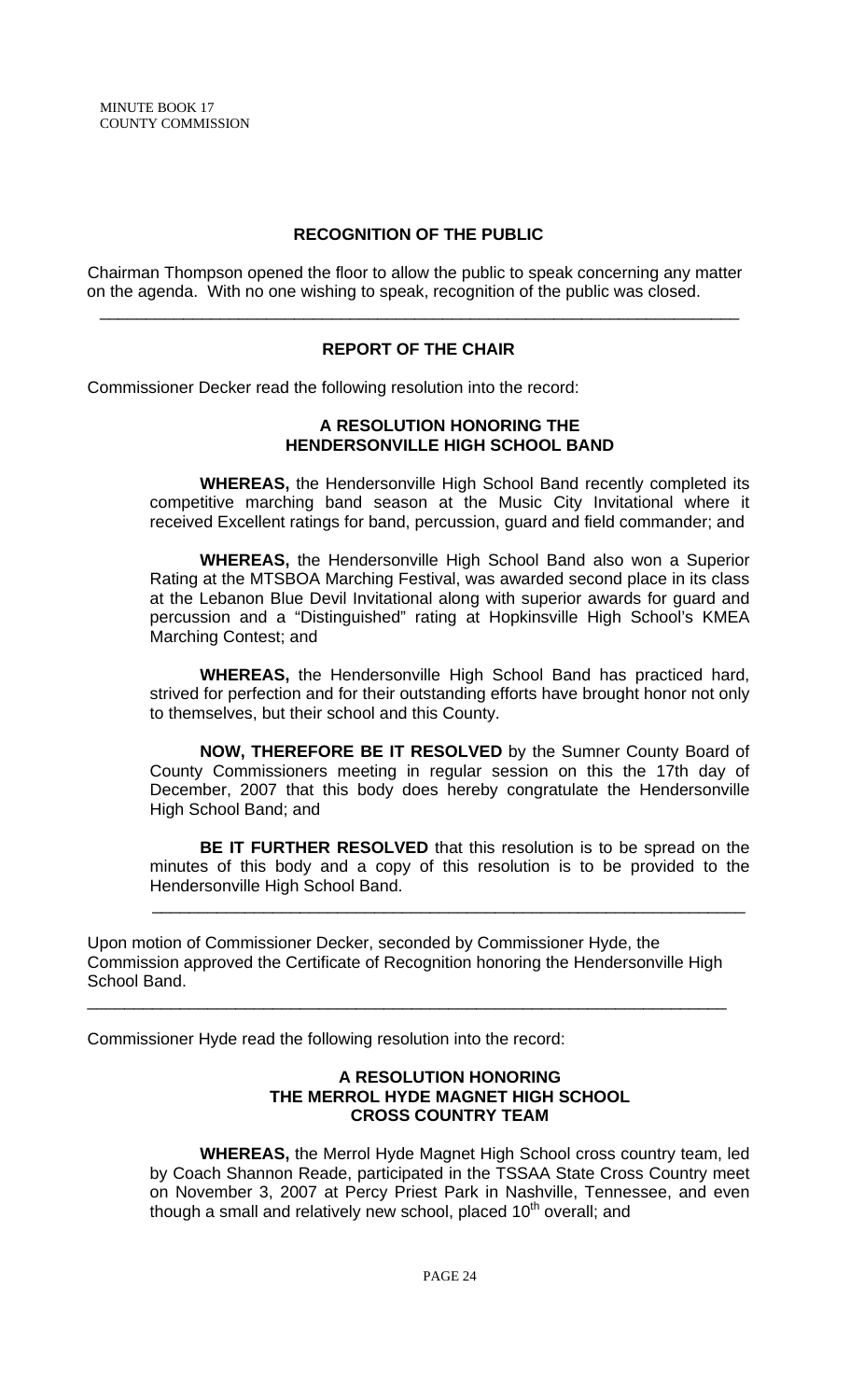## RECOGNITION OF THE PUBLIC

Chairman Thompson opened the floor to allow the public to speak concerning any matter on the agenda. With no one wishing to speak, recognition of the public was closed.

---

## REPORT OF THE CHAIR

Commissioner Decker read the following resolution into the record:

### A RESOLUTION HONORING THE HENDERSONVILLE HIGH SCHOOL BAND

**WHEREAS,** the Hendersonville High School Band recently completed its competitive marching band season at the Music City Invitational where it received Excellent ratings for band, percussion, guard and field commander; and

**WHEREAS,** the Hendersonville High School Band also won a Superior Rating at the MTSBOA Marching Festival, was awarded second place in its class at the Lebanon Blue Devil Invitational along with superior awards for guard and percussion and a "Distinguished" rating at Hopkinsville High School's KMEA Marching Contest; and

**WHEREAS,** the Hendersonville High School Band has practiced hard, strived for perfection and for their outstanding efforts have brought honor not only to themselves, but their school and this County.

**NOW, THEREFORE BE IT RESOLVED** by the Sumner County Board of County Commissioners meeting in regular session on this the 17th day of December, 2007 that this body does hereby congratulate the Hendersonville High School Band; and

**BE IT FURTHER RESOLVED** that this resolution is to be spread on the minutes of this body and a copy of this resolution is to be provided to the Hendersonville High School Band.

---

Upon motion of Commissioner Decker, seconded by Commissioner Hyde, the Commission approved the Certificate of Recognition honoring the Hendersonville High School Band.

---

Commissioner Hyde read the following resolution into the record:

### A RESOLUTION HONORING THE MERROL HYDE MAGNET HIGH SCHOOL CROSS COUNTRY TEAM

**WHEREAS,** the Merrol Hyde Magnet High School cross country team, led by Coach Shannon Reade, participated in the TSSAA State Cross Country meet on November 3, 2007 at Percy Priest Park in Nashville, Tennessee, and even though a small and relatively new school, placed 10th overall; and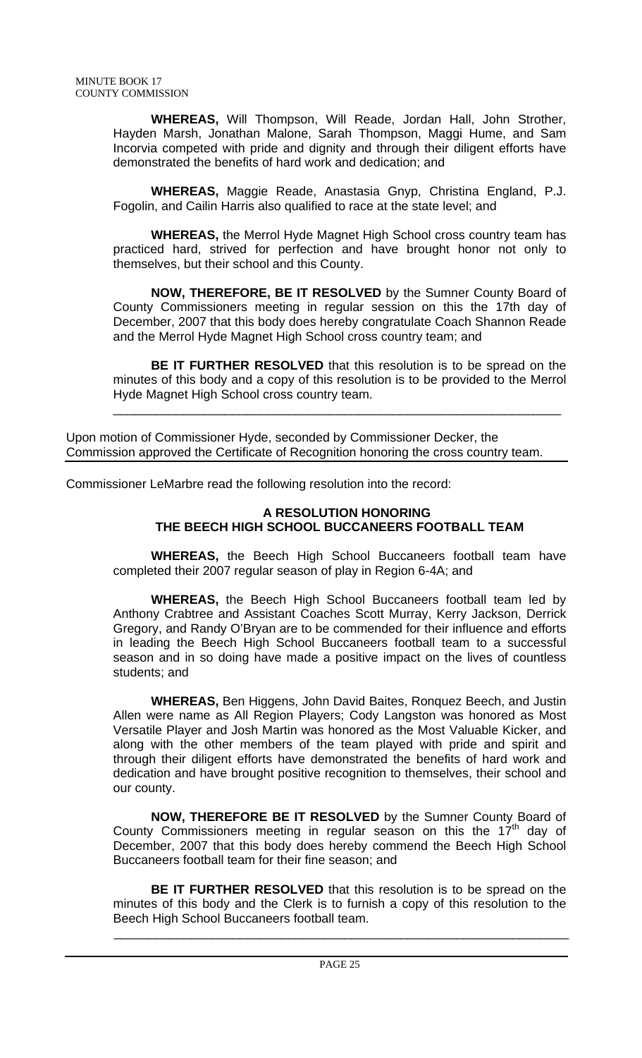**WHEREAS,** Will Thompson, Will Reade, Jordan Hall, John Strother, Hayden Marsh, Jonathan Malone, Sarah Thompson, Maggi Hume, and Sam Incorvia competed with pride and dignity and through their diligent efforts have demonstrated the benefits of hard work and dedication; and

**WHEREAS,** Maggie Reade, Anastasia Gnyp, Christina England, P.J. Fogolin, and Cailin Harris also qualified to race at the state level; and

**WHEREAS,** the Merrol Hyde Magnet High School cross country team has practiced hard, strived for perfection and have brought honor not only to themselves, but their school and this County.

**NOW, THEREFORE, BE IT RESOLVED** by the Sumner County Board of County Commissioners meeting in regular session on this the 17th day of December, 2007 that this body does hereby congratulate Coach Shannon Reade and the Merrol Hyde Magnet High School cross country team; and

**BE IT FURTHER RESOLVED** that this resolution is to be spread on the minutes of this body and a copy of this resolution is to be provided to the Merrol Hyde Magnet High School cross country team.

---

Upon motion of Commissioner Hyde, seconded by Commissioner Decker, the Commission approved the Certificate of Recognition honoring the cross country team.

---

Commissioner LeMarbre read the following resolution into the record:

**A RESOLUTION HONORING THE BEECH HIGH SCHOOL BUCCANEERS FOOTBALL TEAM**

**WHEREAS,** the Beech High School Buccaneers football team have completed their 2007 regular season of play in Region 6-4A; and

**WHEREAS,** the Beech High School Buccaneers football team led by Anthony Crabtree and Assistant Coaches Scott Murray, Kerry Jackson, Derrick Gregory, and Randy O'Bryan are to be commended for their influence and efforts in leading the Beech High School Buccaneers football team to a successful season and in so doing have made a positive impact on the lives of countless students; and

**WHEREAS,** Ben Higgens, John David Baites, Ronquez Beech, and Justin Allen were name as All Region Players; Cody Langston was honored as Most Versatile Player and Josh Martin was honored as the Most Valuable Kicker, and along with the other members of the team played with pride and spirit and through their diligent efforts have demonstrated the benefits of hard work and dedication and have brought positive recognition to themselves, their school and our county.

**NOW, THEREFORE BE IT RESOLVED** by the Sumner County Board of County Commissioners meeting in regular season on this the 17th day of December, 2007 that this body does hereby commend the Beech High School Buccaneers football team for their fine season; and

**BE IT FURTHER RESOLVED** that this resolution is to be spread on the minutes of this body and the Clerk is to furnish a copy of this resolution to the Beech High School Buccaneers football team.

---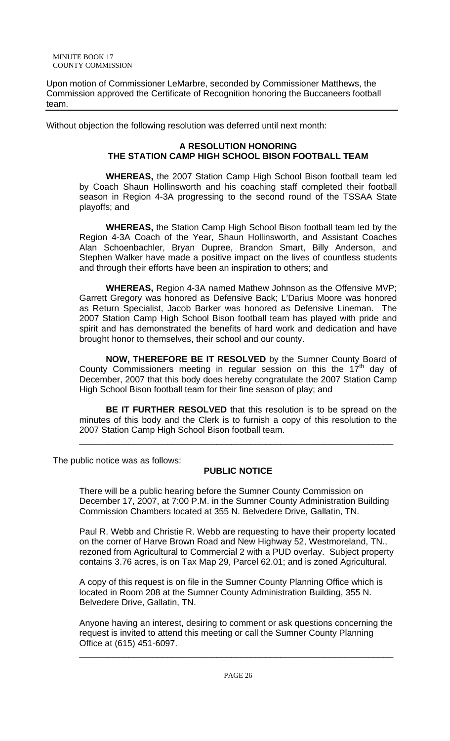Upon motion of Commissioner LeMarbre, seconded by Commissioner Matthews, the Commission approved the Certificate of Recognition honoring the Buccaneers football team.

---

Without objection the following resolution was deferred until next month:

**A RESOLUTION HONORING**
**THE STATION CAMP HIGH SCHOOL BISON FOOTBALL TEAM**

**WHEREAS,** the 2007 Station Camp High School Bison football team led by Coach Shaun Hollinsworth and his coaching staff completed their football season in Region 4-3A progressing to the second round of the TSSAA State playoffs; and

**WHEREAS,** the Station Camp High School Bison football team led by the Region 4-3A Coach of the Year, Shaun Hollinsworth, and Assistant Coaches Alan Schoenbachler, Bryan Dupree, Brandon Smart, Billy Anderson, and Stephen Walker have made a positive impact on the lives of countless students and through their efforts have been an inspiration to others; and

**WHEREAS,** Region 4-3A named Mathew Johnson as the Offensive MVP; Garrett Gregory was honored as Defensive Back; L'Darius Moore was honored as Return Specialist, Jacob Barker was honored as Defensive Lineman. The 2007 Station Camp High School Bison football team has played with pride and spirit and has demonstrated the benefits of hard work and dedication and have brought honor to themselves, their school and our county.

**NOW, THEREFORE BE IT RESOLVED** by the Sumner County Board of County Commissioners meeting in regular session on this the 17th day of December, 2007 that this body does hereby congratulate the 2007 Station Camp High School Bison football team for their fine season of play; and

**BE IT FURTHER RESOLVED** that this resolution is to be spread on the minutes of this body and the Clerk is to furnish a copy of this resolution to the 2007 Station Camp High School Bison football team.

---

The public notice was as follows:

**PUBLIC NOTICE**

There will be a public hearing before the Sumner County Commission on December 17, 2007, at 7:00 P.M. in the Sumner County Administration Building Commission Chambers located at 355 N. Belvedere Drive, Gallatin, TN.

Paul R. Webb and Christie R. Webb are requesting to have their property located on the corner of Harve Brown Road and New Highway 52, Westmoreland, TN., rezoned from Agricultural to Commercial 2 with a PUD overlay. Subject property contains 3.76 acres, is on Tax Map 29, Parcel 62.01; and is zoned Agricultural.

A copy of this request is on file in the Sumner County Planning Office which is located in Room 208 at the Sumner County Administration Building, 355 N. Belvedere Drive, Gallatin, TN.

Anyone having an interest, desiring to comment or ask questions concerning the request is invited to attend this meeting or call the Sumner County Planning Office at (615) 451-6097.

---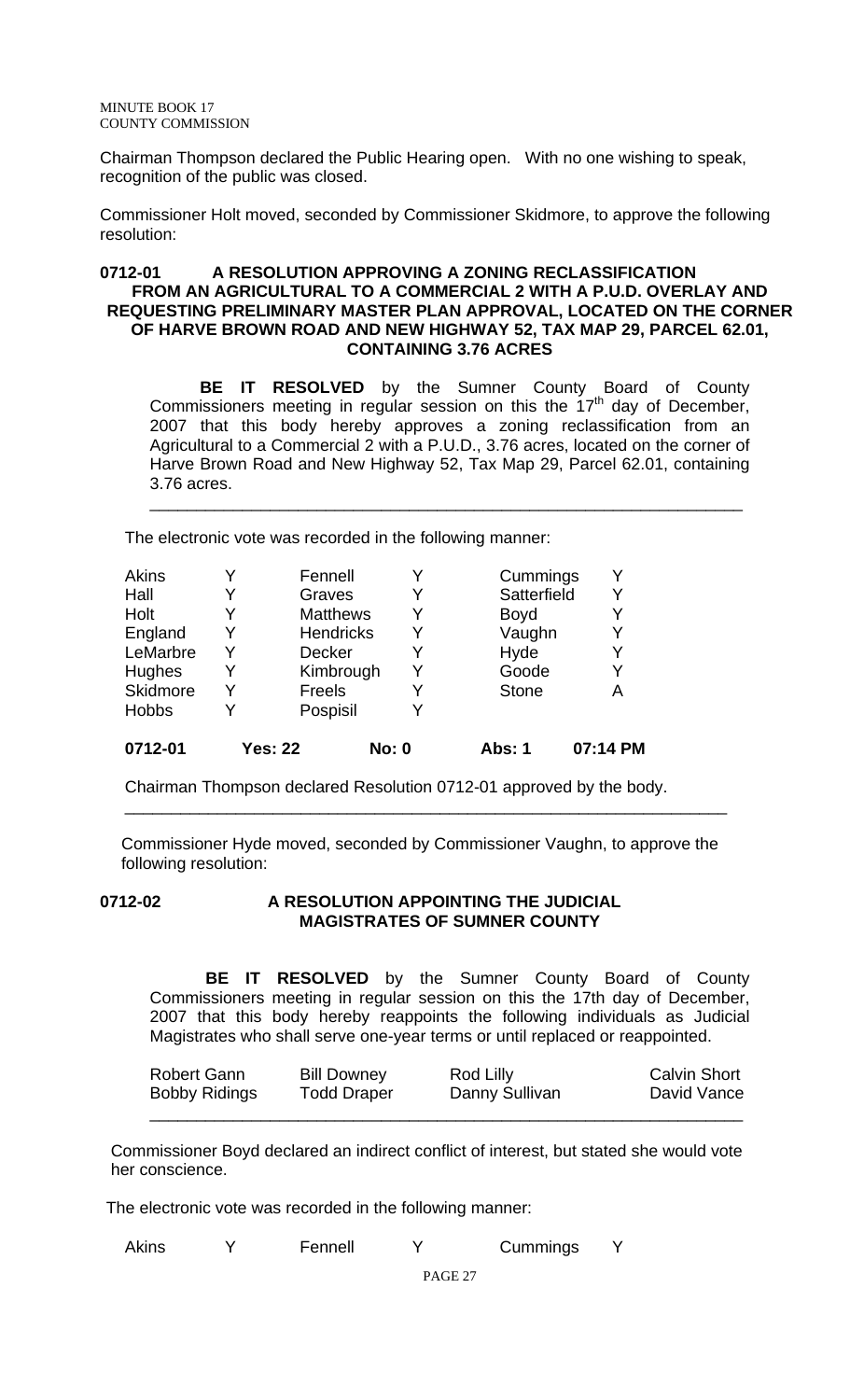Chairman Thompson declared the Public Hearing open. With no one wishing to speak, recognition of the public was closed.

Commissioner Holt moved, seconded by Commissioner Skidmore, to approve the following resolution:

### 0712-01 A RESOLUTION APPROVING A ZONING RECLASSIFICATION FROM AN AGRICULTURAL TO A COMMERCIAL 2 WITH A P.U.D. OVERLAY AND REQUESTING PRELIMINARY MASTER PLAN APPROVAL, LOCATED ON THE CORNER OF HARVE BROWN ROAD AND NEW HIGHWAY 52, TAX MAP 29, PARCEL 62.01, CONTAINING 3.76 ACRES

**BE IT RESOLVED** by the Sumner County Board of County Commissioners meeting in regular session on this the 17th day of December, 2007 that this body hereby approves a zoning reclassification from an Agricultural to a Commercial 2 with a P.U.D., 3.76 acres, located on the corner of Harve Brown Road and New Highway 52, Tax Map 29, Parcel 62.01, containing 3.76 acres.

---

The electronic vote was recorded in the following manner:

| | | | | | |
|---|---|---|---|---|---|
| Akins | Y | Fennell | Y | Cummings | Y |
| Hall | Y | Graves | Y | Satterfield | Y |
| Holt | Y | Matthews | Y | Boyd | Y |
| England | Y | Hendricks | Y | Vaughn | Y |
| LeMarbre | Y | Decker | Y | Hyde | Y |
| Hughes | Y | Kimbrough | Y | Goode | Y |
| Skidmore | Y | Freels | Y | Stone | A |
| Hobbs | Y | Pospisil | Y | | |
| **0712-01** | **Yes: 22** | | **No: 0** | **Abs: 1** | **07:14 PM** |

Chairman Thompson declared Resolution 0712-01 approved by the body.

---

Commissioner Hyde moved, seconded by Commissioner Vaughn, to approve the following resolution:

### 0712-02 A RESOLUTION APPOINTING THE JUDICIAL MAGISTRATES OF SUMNER COUNTY

**BE IT RESOLVED** by the Sumner County Board of County Commissioners meeting in regular session on this the 17th day of December, 2007 that this body hereby reappoints the following individuals as Judicial Magistrates who shall serve one-year terms or until replaced or reappointed.

| | | | |
|---|---|---|---|
| Robert Gann | Bill Downey | Rod Lilly | Calvin Short |
| Bobby Ridings | Todd Draper | Danny Sullivan | David Vance |

---

Commissioner Boyd declared an indirect conflict of interest, but stated she would vote her conscience.

The electronic vote was recorded in the following manner:

| | | | | | |
|---|---|---|---|---|---|
| Akins | Y | Fennell | Y | Cummings | Y |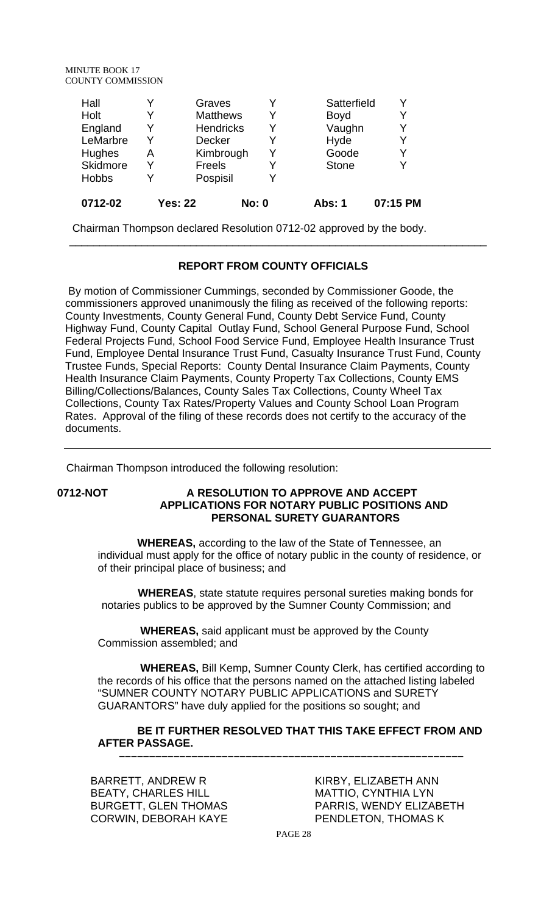| Hall | Y | Graves | Y | Satterfield | Y |
|---|---|---|---|---|---|
| Holt | Y | Matthews | Y | Boyd | Y |
| England | Y | Hendricks | Y | Vaughn | Y |
| LeMarbre | Y | Decker | Y | Hyde | Y |
| Hughes | A | Kimbrough | Y | Goode | Y |
| Skidmore | Y | Freels | Y | Stone | Y |
| Hobbs | Y | Pospisil | Y | | |
| **0712-02** | **Yes: 22** | | **No: 0** | **Abs: 1** | **07:15 PM** |

Chairman Thompson declared Resolution 0712-02 approved by the body.

---

## REPORT FROM COUNTY OFFICIALS

By motion of Commissioner Cummings, seconded by Commissioner Goode, the commissioners approved unanimously the filing as received of the following reports: County Investments, County General Fund, County Debt Service Fund, County Highway Fund, County Capital Outlay Fund, School General Purpose Fund, School Federal Projects Fund, School Food Service Fund, Employee Health Insurance Trust Fund, Employee Dental Insurance Trust Fund, Casualty Insurance Trust Fund, County Trustee Funds, Special Reports: County Dental Insurance Claim Payments, County Health Insurance Claim Payments, County Property Tax Collections, County EMS Billing/Collections/Balances, County Sales Tax Collections, County Wheel Tax Collections, County Tax Rates/Property Values and County School Loan Program Rates. Approval of the filing of these records does not certify to the accuracy of the documents.

---

Chairman Thompson introduced the following resolution:

**0712-NOT** **A RESOLUTION TO APPROVE AND ACCEPT APPLICATIONS FOR NOTARY PUBLIC POSITIONS AND PERSONAL SURETY GUARANTORS**

**WHEREAS,** according to the law of the State of Tennessee, an individual must apply for the office of notary public in the county of residence, or of their principal place of business; and

**WHEREAS**, state statute requires personal sureties making bonds for notaries publics to be approved by the Sumner County Commission; and

**WHEREAS,** said applicant must be approved by the County Commission assembled; and

**WHEREAS,** Bill Kemp, Sumner County Clerk, has certified according to the records of his office that the persons named on the attached listing labeled "SUMNER COUNTY NOTARY PUBLIC APPLICATIONS and SURETY GUARANTORS" have duly applied for the positions so sought; and

**BE IT FURTHER RESOLVED THAT THIS TAKE EFFECT FROM AND AFTER PASSAGE.**

---

BARRETT, ANDREW R
BEATY, CHARLES HILL
BURGETT, GLEN THOMAS
CORWIN, DEBORAH KAYE
KIRBY, ELIZABETH ANN
MATTIO, CYNTHIA LYN
PARRIS, WENDY ELIZABETH
PENDLETON, THOMAS K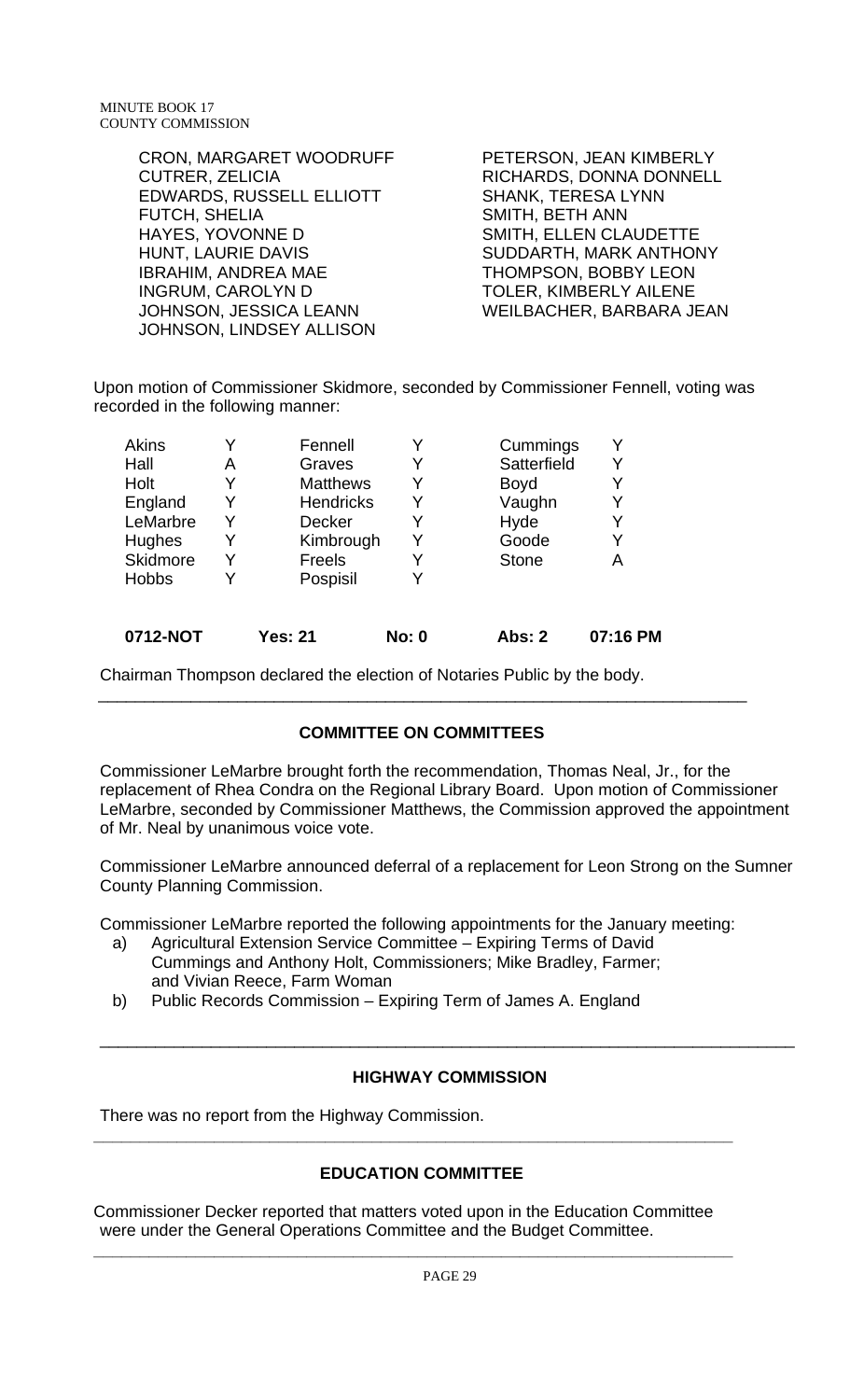CRON, MARGARET WOODRUFF
CUTRER, ZELICIA
EDWARDS, RUSSELL ELLIOTT
FUTCH, SHELIA
HAYES, YOVONNE D
HUNT, LAURIE DAVIS
IBRAHIM, ANDREA MAE
INGRUM, CAROLYN D
JOHNSON, JESSICA LEANN
JOHNSON, LINDSEY ALLISON
PETERSON, JEAN KIMBERLY
RICHARDS, DONNA DONNELL
SHANK, TERESA LYNN
SMITH, BETH ANN
SMITH, ELLEN CLAUDETTE
SUDDARTH, MARK ANTHONY
THOMPSON, BOBBY LEON
TOLER, KIMBERLY AILENE
WEILBACHER, BARBARA JEAN

Upon motion of Commissioner Skidmore, seconded by Commissioner Fennell, voting was recorded in the following manner:

| | | | | | |
|---|---|---|---|---|---|
| Akins | Y | Fennell | Y | Cummings | Y |
| Hall | A | Graves | Y | Satterfield | Y |
| Holt | Y | Matthews | Y | Boyd | Y |
| England | Y | Hendricks | Y | Vaughn | Y |
| LeMarbre | Y | Decker | Y | Hyde | Y |
| Hughes | Y | Kimbrough | Y | Goode | Y |
| Skidmore | Y | Freels | Y | Stone | A |
| Hobbs | Y | Pospisil | Y | | |

**0712-NOT** **Yes: 21** **No: 0** **Abs: 2** **07:16 PM**

Chairman Thompson declared the election of Notaries Public by the body.

## COMMITTEE ON COMMITTEES

Commissioner LeMarbre brought forth the recommendation, Thomas Neal, Jr., for the replacement of Rhea Condra on the Regional Library Board. Upon motion of Commissioner LeMarbre, seconded by Commissioner Matthews, the Commission approved the appointment of Mr. Neal by unanimous voice vote.

Commissioner LeMarbre announced deferral of a replacement for Leon Strong on the Sumner County Planning Commission.

Commissioner LeMarbre reported the following appointments for the January meeting:

a) Agricultural Extension Service Committee – Expiring Terms of David Cummings and Anthony Holt, Commissioners; Mike Bradley, Farmer; and Vivian Reece, Farm Woman
b) Public Records Commission – Expiring Term of James A. England

## HIGHWAY COMMISSION

There was no report from the Highway Commission.

## EDUCATION COMMITTEE

Commissioner Decker reported that matters voted upon in the Education Committee were under the General Operations Committee and the Budget Committee.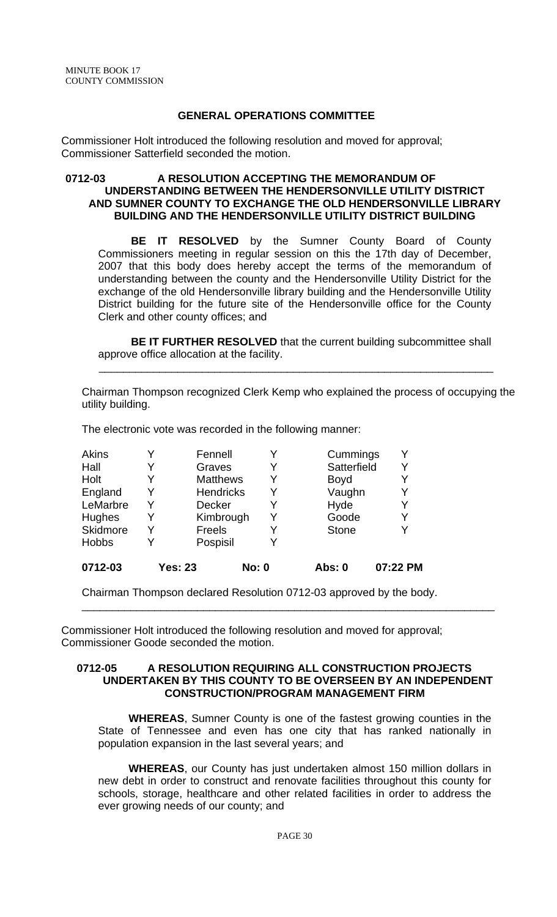## GENERAL OPERATIONS COMMITTEE

Commissioner Holt introduced the following resolution and moved for approval; Commissioner Satterfield seconded the motion.

### 0712-03 A RESOLUTION ACCEPTING THE MEMORANDUM OF UNDERSTANDING BETWEEN THE HENDERSONVILLE UTILITY DISTRICT AND SUMNER COUNTY TO EXCHANGE THE OLD HENDERSONVILLE LIBRARY BUILDING AND THE HENDERSONVILLE UTILITY DISTRICT BUILDING

**BE IT RESOLVED** by the Sumner County Board of County Commissioners meeting in regular session on this the 17th day of December, 2007 that this body does hereby accept the terms of the memorandum of understanding between the county and the Hendersonville Utility District for the exchange of the old Hendersonville library building and the Hendersonville Utility District building for the future site of the Hendersonville office for the County Clerk and other county offices; and

**BE IT FURTHER RESOLVED** that the current building subcommittee shall approve office allocation at the facility.

---

Chairman Thompson recognized Clerk Kemp who explained the process of occupying the utility building.

The electronic vote was recorded in the following manner:

| | | | | | |
|---|---|---|---|---|---|
| Akins | Y | Fennell | Y | Cummings | Y |
| Hall | Y | Graves | Y | Satterfield | Y |
| Holt | Y | Matthews | Y | Boyd | Y |
| England | Y | Hendricks | Y | Vaughn | Y |
| LeMarbre | Y | Decker | Y | Hyde | Y |
| Hughes | Y | Kimbrough | Y | Goode | Y |
| Skidmore | Y | Freels | Y | Stone | Y |
| Hobbs | Y | Pospisil | Y | | |

**0712-03 Yes: 23 No: 0 Abs: 0 07:22 PM**

Chairman Thompson declared Resolution 0712-03 approved by the body.

---

Commissioner Holt introduced the following resolution and moved for approval; Commissioner Goode seconded the motion.

### 0712-05 A RESOLUTION REQUIRING ALL CONSTRUCTION PROJECTS UNDERTAKEN BY THIS COUNTY TO BE OVERSEEN BY AN INDEPENDENT CONSTRUCTION/PROGRAM MANAGEMENT FIRM

**WHEREAS**, Sumner County is one of the fastest growing counties in the State of Tennessee and even has one city that has ranked nationally in population expansion in the last several years; and

**WHEREAS**, our County has just undertaken almost 150 million dollars in new debt in order to construct and renovate facilities throughout this county for schools, storage, healthcare and other related facilities in order to address the ever growing needs of our county; and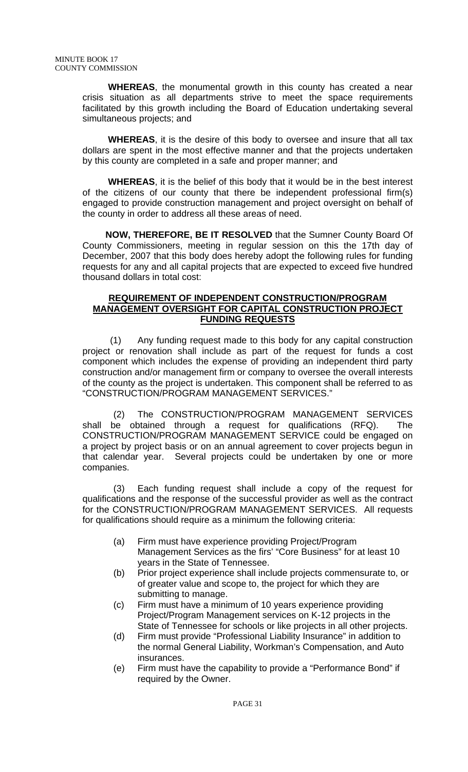**WHEREAS**, the monumental growth in this county has created a near crisis situation as all departments strive to meet the space requirements facilitated by this growth including the Board of Education undertaking several simultaneous projects; and

**WHEREAS**, it is the desire of this body to oversee and insure that all tax dollars are spent in the most effective manner and that the projects undertaken by this county are completed in a safe and proper manner; and

**WHEREAS**, it is the belief of this body that it would be in the best interest of the citizens of our county that there be independent professional firm(s) engaged to provide construction management and project oversight on behalf of the county in order to address all these areas of need.

**NOW, THEREFORE, BE IT RESOLVED** that the Sumner County Board Of County Commissioners, meeting in regular session on this the 17th day of December, 2007 that this body does hereby adopt the following rules for funding requests for any and all capital projects that are expected to exceed five hundred thousand dollars in total cost:

**REQUIREMENT OF INDEPENDENT CONSTRUCTION/PROGRAM MANAGEMENT OVERSIGHT FOR CAPITAL CONSTRUCTION PROJECT FUNDING REQUESTS**

(1) Any funding request made to this body for any capital construction project or renovation shall include as part of the request for funds a cost component which includes the expense of providing an independent third party construction and/or management firm or company to oversee the overall interests of the county as the project is undertaken. This component shall be referred to as "CONSTRUCTION/PROGRAM MANAGEMENT SERVICES."

(2) The CONSTRUCTION/PROGRAM MANAGEMENT SERVICES shall be obtained through a request for qualifications (RFQ). The CONSTRUCTION/PROGRAM MANAGEMENT SERVICE could be engaged on a project by project basis or on an annual agreement to cover projects begun in that calendar year. Several projects could be undertaken by one or more companies.

(3) Each funding request shall include a copy of the request for qualifications and the response of the successful provider as well as the contract for the CONSTRUCTION/PROGRAM MANAGEMENT SERVICES. All requests for qualifications should require as a minimum the following criteria:

(a) Firm must have experience providing Project/Program Management Services as the firs' "Core Business" for at least 10 years in the State of Tennessee.

(b) Prior project experience shall include projects commensurate to, or of greater value and scope to, the project for which they are submitting to manage.

(c) Firm must have a minimum of 10 years experience providing Project/Program Management services on K-12 projects in the State of Tennessee for schools or like projects in all other projects.

(d) Firm must provide "Professional Liability Insurance" in addition to the normal General Liability, Workman's Compensation, and Auto insurances.

(e) Firm must have the capability to provide a "Performance Bond" if required by the Owner.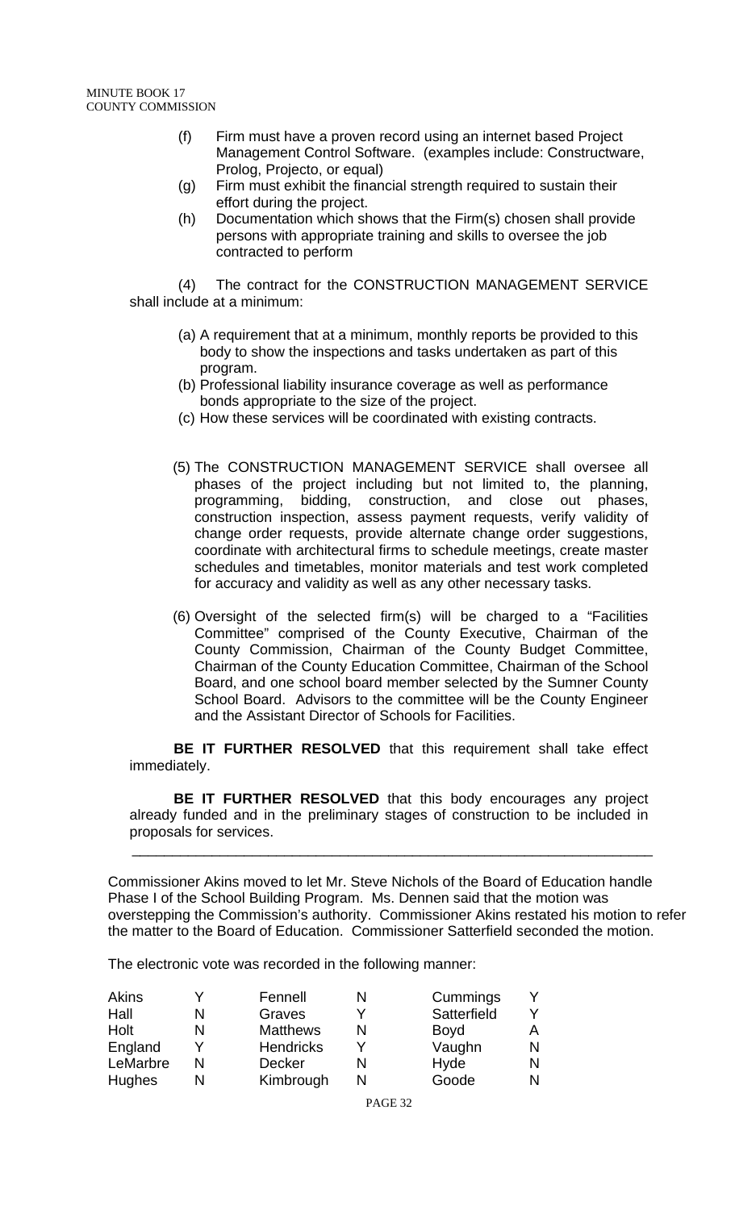(f) Firm must have a proven record using an internet based Project Management Control Software. (examples include: Constructware, Prolog, Projecto, or equal)

(g) Firm must exhibit the financial strength required to sustain their effort during the project.

(h) Documentation which shows that the Firm(s) chosen shall provide persons with appropriate training and skills to oversee the job contracted to perform

(4) The contract for the CONSTRUCTION MANAGEMENT SERVICE shall include at a minimum:

(a) A requirement that at a minimum, monthly reports be provided to this body to show the inspections and tasks undertaken as part of this program.

(b) Professional liability insurance coverage as well as performance bonds appropriate to the size of the project.

(c) How these services will be coordinated with existing contracts.

(5) The CONSTRUCTION MANAGEMENT SERVICE shall oversee all phases of the project including but not limited to, the planning, programming, bidding, construction, and close out phases, construction inspection, assess payment requests, verify validity of change order requests, provide alternate change order suggestions, coordinate with architectural firms to schedule meetings, create master schedules and timetables, monitor materials and test work completed for accuracy and validity as well as any other necessary tasks.

(6) Oversight of the selected firm(s) will be charged to a "Facilities Committee" comprised of the County Executive, Chairman of the County Commission, Chairman of the County Budget Committee, Chairman of the County Education Committee, Chairman of the School Board, and one school board member selected by the Sumner County School Board. Advisors to the committee will be the County Engineer and the Assistant Director of Schools for Facilities.

**BE IT FURTHER RESOLVED** that this requirement shall take effect immediately.

**BE IT FURTHER RESOLVED** that this body encourages any project already funded and in the preliminary stages of construction to be included in proposals for services.

---

Commissioner Akins moved to let Mr. Steve Nichols of the Board of Education handle Phase I of the School Building Program. Ms. Dennen said that the motion was overstepping the Commission's authority. Commissioner Akins restated his motion to refer the matter to the Board of Education. Commissioner Satterfield seconded the motion.

The electronic vote was recorded in the following manner:

| | | | | | |
|---|---|---|---|---|---|
| Akins | Y | Fennell | N | Cummings | Y |
| Hall | N | Graves | Y | Satterfield | Y |
| Holt | N | Matthews | N | Boyd | A |
| England | Y | Hendricks | Y | Vaughn | N |
| LeMarbre | N | Decker | N | Hyde | N |
| Hughes | N | Kimbrough | N | Goode | N |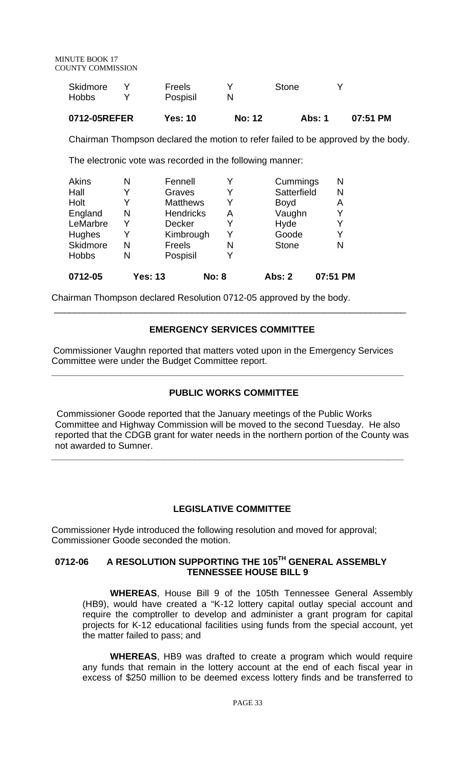| Skidmore | Y | Freels | Y | Stone | Y |
|---|---|---|---|---|---|
| Hobbs | Y | Pospisil | N | | |

**0712-05REFER    Yes: 10    No: 12    Abs: 1    07:51 PM**

Chairman Thompson declared the motion to refer failed to be approved by the body.

The electronic vote was recorded in the following manner:

| Akins | N | Fennell | Y | Cummings | N |
|---|---|---|---|---|---|
| Hall | Y | Graves | Y | Satterfield | N |
| Holt | Y | Matthews | Y | Boyd | A |
| England | N | Hendricks | A | Vaughn | Y |
| LeMarbre | Y | Decker | Y | Hyde | Y |
| Hughes | Y | Kimbrough | Y | Goode | Y |
| Skidmore | N | Freels | N | Stone | N |
| Hobbs | N | Pospisil | Y | | |

**0712-05    Yes: 13    No: 8    Abs: 2    07:51 PM**

Chairman Thompson declared Resolution 0712-05 approved by the body.

---

## EMERGENCY SERVICES COMMITTEE

Commissioner Vaughn reported that matters voted upon in the Emergency Services Committee were under the Budget Committee report.

---

## PUBLIC WORKS COMMITTEE

Commissioner Goode reported that the January meetings of the Public Works Committee and Highway Commission will be moved to the second Tuesday. He also reported that the CDGB grant for water needs in the northern portion of the County was not awarded to Sumner.

---

## LEGISLATIVE COMMITTEE

Commissioner Hyde introduced the following resolution and moved for approval; Commissioner Goode seconded the motion.

### 0712-06    A RESOLUTION SUPPORTING THE 105TH GENERAL ASSEMBLY TENNESSEE HOUSE BILL 9

**WHEREAS**, House Bill 9 of the 105th Tennessee General Assembly (HB9), would have created a "K-12 lottery capital outlay special account and require the comptroller to develop and administer a grant program for capital projects for K-12 educational facilities using funds from the special account, yet the matter failed to pass; and

**WHEREAS**, HB9 was drafted to create a program which would require any funds that remain in the lottery account at the end of each fiscal year in excess of $250 million to be deemed excess lottery finds and be transferred to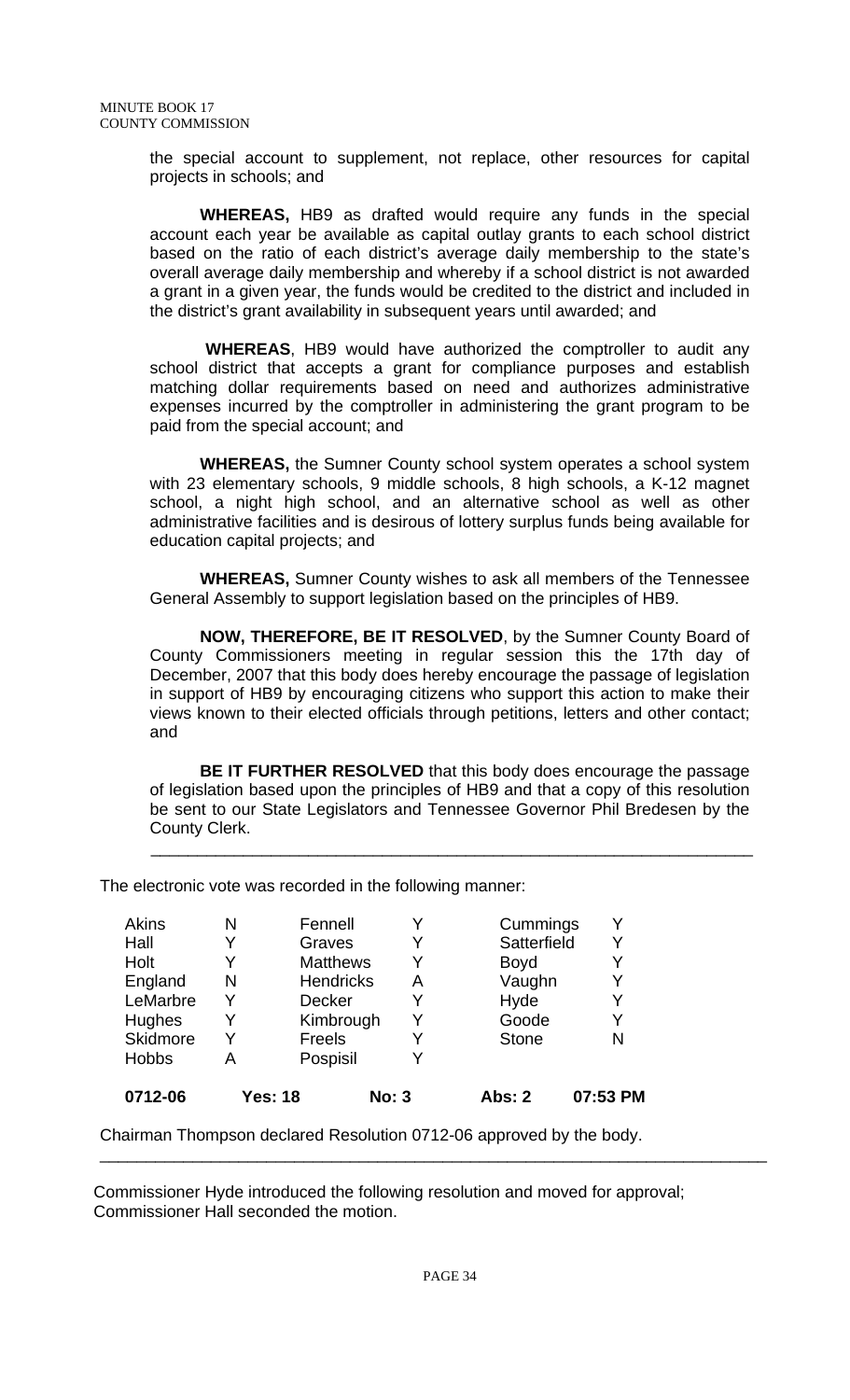the special account to supplement, not replace, other resources for capital projects in schools; and

**WHEREAS,** HB9 as drafted would require any funds in the special account each year be available as capital outlay grants to each school district based on the ratio of each district's average daily membership to the state's overall average daily membership and whereby if a school district is not awarded a grant in a given year, the funds would be credited to the district and included in the district's grant availability in subsequent years until awarded; and

**WHEREAS**, HB9 would have authorized the comptroller to audit any school district that accepts a grant for compliance purposes and establish matching dollar requirements based on need and authorizes administrative expenses incurred by the comptroller in administering the grant program to be paid from the special account; and

**WHEREAS,** the Sumner County school system operates a school system with 23 elementary schools, 9 middle schools, 8 high schools, a K-12 magnet school, a night high school, and an alternative school as well as other administrative facilities and is desirous of lottery surplus funds being available for education capital projects; and

**WHEREAS,** Sumner County wishes to ask all members of the Tennessee General Assembly to support legislation based on the principles of HB9.

**NOW, THEREFORE, BE IT RESOLVED**, by the Sumner County Board of County Commissioners meeting in regular session this the 17th day of December, 2007 that this body does hereby encourage the passage of legislation in support of HB9 by encouraging citizens who support this action to make their views known to their elected officials through petitions, letters and other contact; and

**BE IT FURTHER RESOLVED** that this body does encourage the passage of legislation based upon the principles of HB9 and that a copy of this resolution be sent to our State Legislators and Tennessee Governor Phil Bredesen by the County Clerk.

---

The electronic vote was recorded in the following manner:

| | | | | | |
|---|---|---|---|---|---|
| Akins | N | Fennell | Y | Cummings | Y |
| Hall | Y | Graves | Y | Satterfield | Y |
| Holt | Y | Matthews | Y | Boyd | Y |
| England | N | Hendricks | A | Vaughn | Y |
| LeMarbre | Y | Decker | Y | Hyde | Y |
| Hughes | Y | Kimbrough | Y | Goode | Y |
| Skidmore | Y | Freels | Y | Stone | N |
| Hobbs | A | Pospisil | Y | | |

**0712-06 Yes: 18 No: 3 Abs: 2 07:53 PM**

Chairman Thompson declared Resolution 0712-06 approved by the body.

---

Commissioner Hyde introduced the following resolution and moved for approval; Commissioner Hall seconded the motion.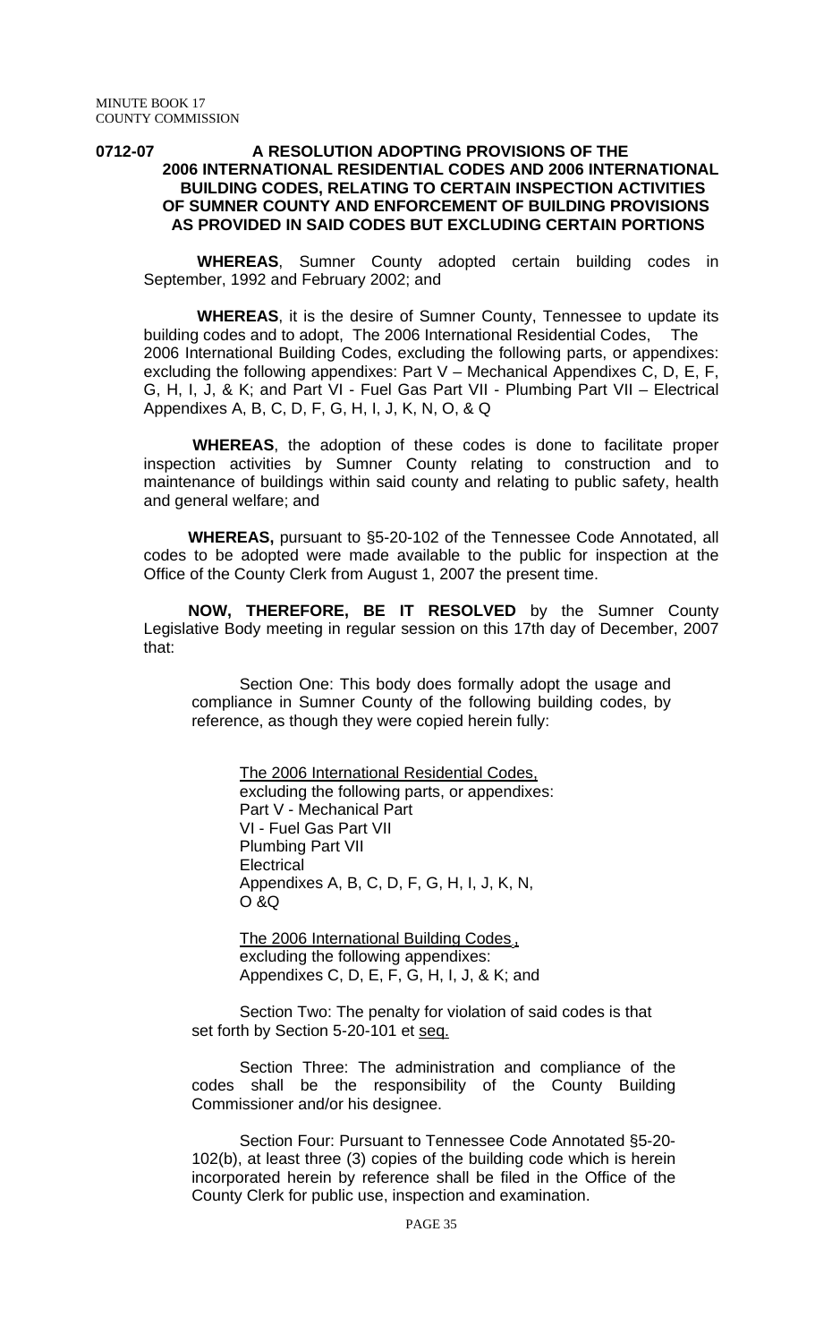**0712-07 A RESOLUTION ADOPTING PROVISIONS OF THE 2006 INTERNATIONAL RESIDENTIAL CODES AND 2006 INTERNATIONAL BUILDING CODES, RELATING TO CERTAIN INSPECTION ACTIVITIES OF SUMNER COUNTY AND ENFORCEMENT OF BUILDING PROVISIONS AS PROVIDED IN SAID CODES BUT EXCLUDING CERTAIN PORTIONS**

**WHEREAS**, Sumner County adopted certain building codes in September, 1992 and February 2002; and

**WHEREAS**, it is the desire of Sumner County, Tennessee to update its building codes and to adopt, The 2006 International Residential Codes, The 2006 International Building Codes, excluding the following parts, or appendixes: excluding the following appendixes: Part V – Mechanical Appendixes C, D, E, F, G, H, I, J, & K; and Part VI - Fuel Gas Part VII - Plumbing Part VII – Electrical Appendixes A, B, C, D, F, G, H, I, J, K, N, O, & Q

**WHEREAS**, the adoption of these codes is done to facilitate proper inspection activities by Sumner County relating to construction and to maintenance of buildings within said county and relating to public safety, health and general welfare; and

**WHEREAS,** pursuant to §5-20-102 of the Tennessee Code Annotated, all codes to be adopted were made available to the public for inspection at the Office of the County Clerk from August 1, 2007 the present time.

**NOW, THEREFORE, BE IT RESOLVED** by the Sumner County Legislative Body meeting in regular session on this 17th day of December, 2007 that:

Section One: This body does formally adopt the usage and compliance in Sumner County of the following building codes, by reference, as though they were copied herein fully:

The 2006 International Residential Codes,
excluding the following parts, or appendixes:
Part V - Mechanical Part
VI - Fuel Gas Part VII
Plumbing Part VII
Electrical
Appendixes A, B, C, D, F, G, H, I, J, K, N, O &Q

The 2006 International Building Codes,
excluding the following appendixes:
Appendixes C, D, E, F, G, H, I, J, & K; and

Section Two: The penalty for violation of said codes is that set forth by Section 5-20-101 et seq.

Section Three: The administration and compliance of the codes shall be the responsibility of the County Building Commissioner and/or his designee.

Section Four: Pursuant to Tennessee Code Annotated §5-20-102(b), at least three (3) copies of the building code which is herein incorporated herein by reference shall be filed in the Office of the County Clerk for public use, inspection and examination.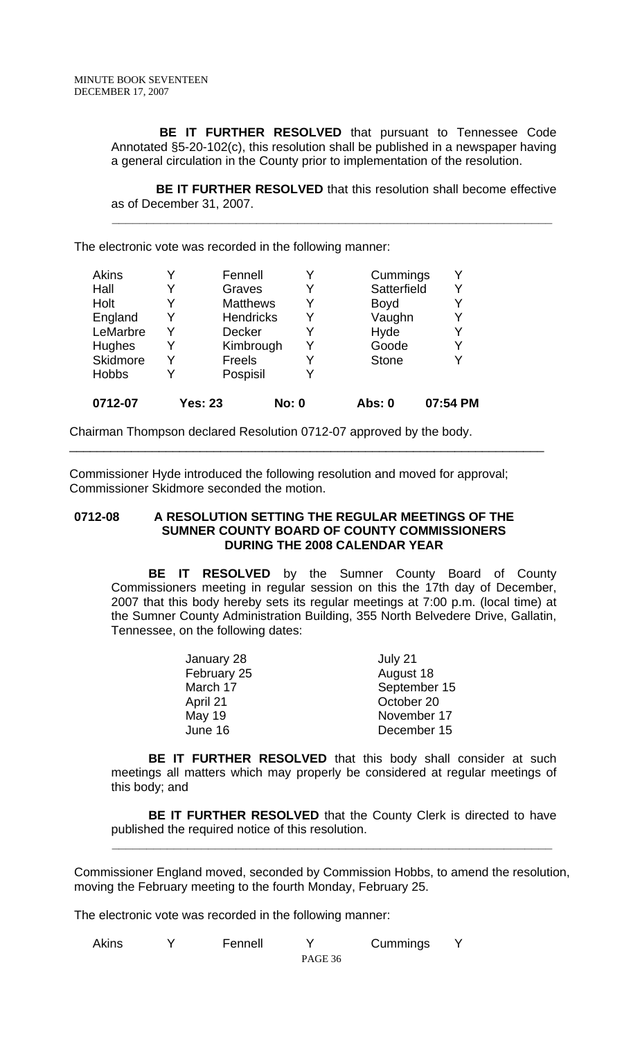**BE IT FURTHER RESOLVED** that pursuant to Tennessee Code Annotated §5-20-102(c), this resolution shall be published in a newspaper having a general circulation in the County prior to implementation of the resolution.

**BE IT FURTHER RESOLVED** that this resolution shall become effective as of December 31, 2007.

---

The electronic vote was recorded in the following manner:

| | | | | | |
|---|---|---|---|---|---|
| Akins | Y | Fennell | Y | Cummings | Y |
| Hall | Y | Graves | Y | Satterfield | Y |
| Holt | Y | Matthews | Y | Boyd | Y |
| England | Y | Hendricks | Y | Vaughn | Y |
| LeMarbre | Y | Decker | Y | Hyde | Y |
| Hughes | Y | Kimbrough | Y | Goode | Y |
| Skidmore | Y | Freels | Y | Stone | Y |
| Hobbs | Y | Pospisil | Y | | |
| **0712-07** | **Yes: 23** | | **No: 0** | **Abs: 0** | **07:54 PM** |

Chairman Thompson declared Resolution 0712-07 approved by the body.

---

Commissioner Hyde introduced the following resolution and moved for approval; Commissioner Skidmore seconded the motion.

**0712-08 A RESOLUTION SETTING THE REGULAR MEETINGS OF THE SUMNER COUNTY BOARD OF COUNTY COMMISSIONERS DURING THE 2008 CALENDAR YEAR**

**BE IT RESOLVED** by the Sumner County Board of County Commissioners meeting in regular session on this the 17th day of December, 2007 that this body hereby sets its regular meetings at 7:00 p.m. (local time) at the Sumner County Administration Building, 355 North Belvedere Drive, Gallatin, Tennessee, on the following dates:

| | |
|---|---|
| January 28 | July 21 |
| February 25 | August 18 |
| March 17 | September 15 |
| April 21 | October 20 |
| May 19 | November 17 |
| June 16 | December 15 |

**BE IT FURTHER RESOLVED** that this body shall consider at such meetings all matters which may properly be considered at regular meetings of this body; and

**BE IT FURTHER RESOLVED** that the County Clerk is directed to have published the required notice of this resolution.

---

Commissioner England moved, seconded by Commission Hobbs, to amend the resolution, moving the February meeting to the fourth Monday, February 25.

The electronic vote was recorded in the following manner:

| | | | | | |
|---|---|---|---|---|---|
| Akins | Y | Fennell | Y | Cummings | Y |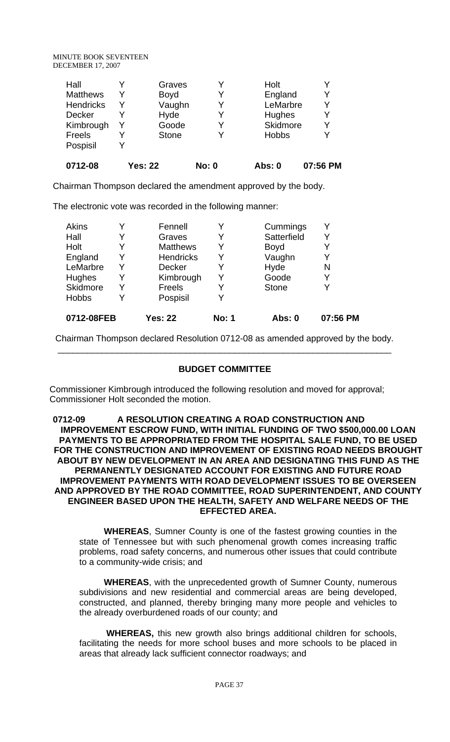| | | | | | |
|---|---|---|---|---|---|
| Hall | Y | Graves | Y | Holt | Y |
| Matthews | Y | Boyd | Y | England | Y |
| Hendricks | Y | Vaughn | Y | LeMarbre | Y |
| Decker | Y | Hyde | Y | Hughes | Y |
| Kimbrough | Y | Goode | Y | Skidmore | Y |
| Freels | Y | Stone | Y | Hobbs | Y |
| Pospisil | Y | | | | |

**0712-08** **Yes: 22** **No: 0** **Abs: 0** **07:56 PM**

Chairman Thompson declared the amendment approved by the body.

The electronic vote was recorded in the following manner:

| | | | | | |
|---|---|---|---|---|---|
| Akins | Y | Fennell | Y | Cummings | Y |
| Hall | Y | Graves | Y | Satterfield | Y |
| Holt | Y | Matthews | Y | Boyd | Y |
| England | Y | Hendricks | Y | Vaughn | Y |
| LeMarbre | Y | Decker | Y | Hyde | N |
| Hughes | Y | Kimbrough | Y | Goode | Y |
| Skidmore | Y | Freels | Y | Stone | Y |
| Hobbs | Y | Pospisil | Y | | |

**0712-08FEB** **Yes: 22** **No: 1** **Abs: 0** **07:56 PM**

Chairman Thompson declared Resolution 0712-08 as amended approved by the body.

---

**BUDGET COMMITTEE**

Commissioner Kimbrough introduced the following resolution and moved for approval; Commissioner Holt seconded the motion.

**0712-09 A RESOLUTION CREATING A ROAD CONSTRUCTION AND IMPROVEMENT ESCROW FUND, WITH INITIAL FUNDING OF TWO $500,000.00 LOAN PAYMENTS TO BE APPROPRIATED FROM THE HOSPITAL SALE FUND, TO BE USED FOR THE CONSTRUCTION AND IMPROVEMENT OF EXISTING ROAD NEEDS BROUGHT ABOUT BY NEW DEVELOPMENT IN AN AREA AND DESIGNATING THIS FUND AS THE PERMANENTLY DESIGNATED ACCOUNT FOR EXISTING AND FUTURE ROAD IMPROVEMENT PAYMENTS WITH ROAD DEVELOPMENT ISSUES TO BE OVERSEEN AND APPROVED BY THE ROAD COMMITTEE, ROAD SUPERINTENDENT, AND COUNTY ENGINEER BASED UPON THE HEALTH, SAFETY AND WELFARE NEEDS OF THE EFFECTED AREA.**

**WHEREAS**, Sumner County is one of the fastest growing counties in the state of Tennessee but with such phenomenal growth comes increasing traffic problems, road safety concerns, and numerous other issues that could contribute to a community-wide crisis; and

**WHEREAS**, with the unprecedented growth of Sumner County, numerous subdivisions and new residential and commercial areas are being developed, constructed, and planned, thereby bringing many more people and vehicles to the already overburdened roads of our county; and

**WHEREAS,** this new growth also brings additional children for schools, facilitating the needs for more school buses and more schools to be placed in areas that already lack sufficient connector roadways; and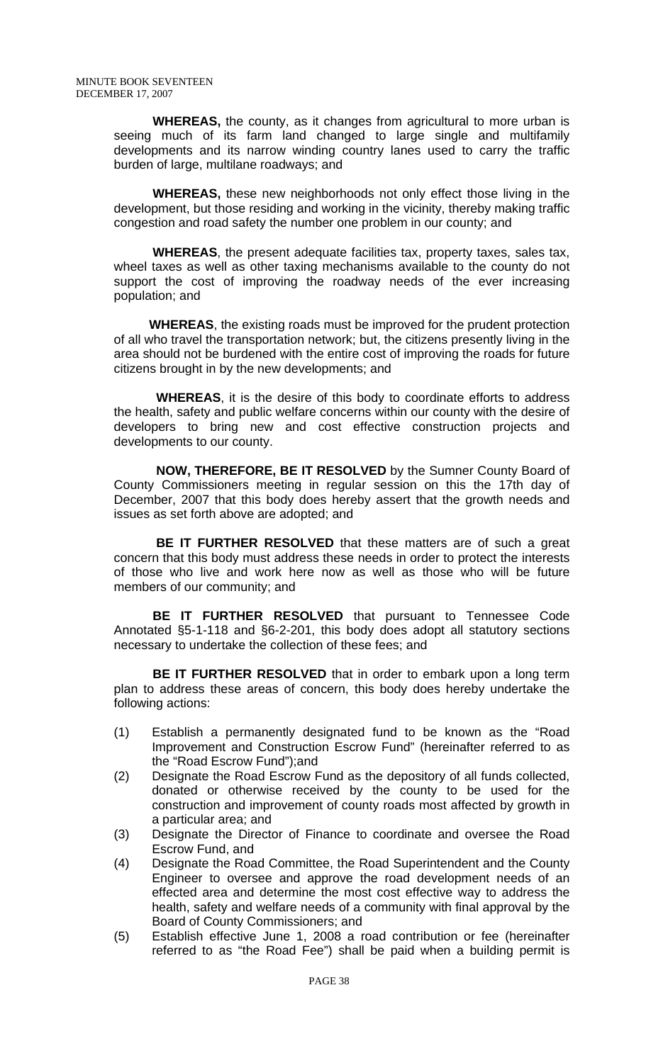**WHEREAS,** the county, as it changes from agricultural to more urban is seeing much of its farm land changed to large single and multifamily developments and its narrow winding country lanes used to carry the traffic burden of large, multilane roadways; and

**WHEREAS,** these new neighborhoods not only effect those living in the development, but those residing and working in the vicinity, thereby making traffic congestion and road safety the number one problem in our county; and

**WHEREAS**, the present adequate facilities tax, property taxes, sales tax, wheel taxes as well as other taxing mechanisms available to the county do not support the cost of improving the roadway needs of the ever increasing population; and

**WHEREAS**, the existing roads must be improved for the prudent protection of all who travel the transportation network; but, the citizens presently living in the area should not be burdened with the entire cost of improving the roads for future citizens brought in by the new developments; and

**WHEREAS**, it is the desire of this body to coordinate efforts to address the health, safety and public welfare concerns within our county with the desire of developers to bring new and cost effective construction projects and developments to our county.

**NOW, THEREFORE, BE IT RESOLVED** by the Sumner County Board of County Commissioners meeting in regular session on this the 17th day of December, 2007 that this body does hereby assert that the growth needs and issues as set forth above are adopted; and

**BE IT FURTHER RESOLVED** that these matters are of such a great concern that this body must address these needs in order to protect the interests of those who live and work here now as well as those who will be future members of our community; and

**BE IT FURTHER RESOLVED** that pursuant to Tennessee Code Annotated §5-1-118 and §6-2-201, this body does adopt all statutory sections necessary to undertake the collection of these fees; and

**BE IT FURTHER RESOLVED** that in order to embark upon a long term plan to address these areas of concern, this body does hereby undertake the following actions:

(1) Establish a permanently designated fund to be known as the "Road Improvement and Construction Escrow Fund" (hereinafter referred to as the "Road Escrow Fund");and

(2) Designate the Road Escrow Fund as the depository of all funds collected, donated or otherwise received by the county to be used for the construction and improvement of county roads most affected by growth in a particular area; and

(3) Designate the Director of Finance to coordinate and oversee the Road Escrow Fund, and

(4) Designate the Road Committee, the Road Superintendent and the County Engineer to oversee and approve the road development needs of an effected area and determine the most cost effective way to address the health, safety and welfare needs of a community with final approval by the Board of County Commissioners; and

(5) Establish effective June 1, 2008 a road contribution or fee (hereinafter referred to as "the Road Fee") shall be paid when a building permit is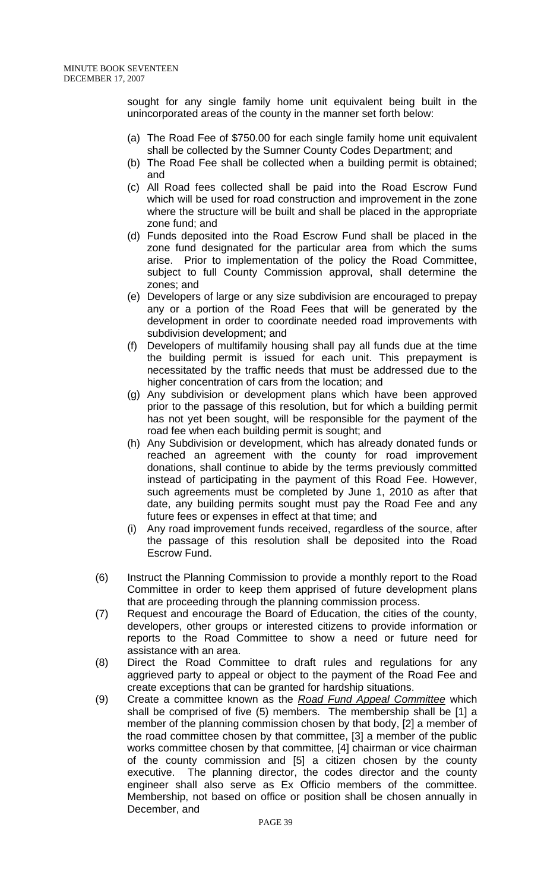sought for any single family home unit equivalent being built in the unincorporated areas of the county in the manner set forth below:

(a) The Road Fee of $750.00 for each single family home unit equivalent shall be collected by the Sumner County Codes Department; and
(b) The Road Fee shall be collected when a building permit is obtained; and
(c) All Road fees collected shall be paid into the Road Escrow Fund which will be used for road construction and improvement in the zone where the structure will be built and shall be placed in the appropriate zone fund; and
(d) Funds deposited into the Road Escrow Fund shall be placed in the zone fund designated for the particular area from which the sums arise. Prior to implementation of the policy the Road Committee, subject to full County Commission approval, shall determine the zones; and
(e) Developers of large or any size subdivision are encouraged to prepay any or a portion of the Road Fees that will be generated by the development in order to coordinate needed road improvements with subdivision development; and
(f) Developers of multifamily housing shall pay all funds due at the time the building permit is issued for each unit. This prepayment is necessitated by the traffic needs that must be addressed due to the higher concentration of cars from the location; and
(g) Any subdivision or development plans which have been approved prior to the passage of this resolution, but for which a building permit has not yet been sought, will be responsible for the payment of the road fee when each building permit is sought; and
(h) Any Subdivision or development, which has already donated funds or reached an agreement with the county for road improvement donations, shall continue to abide by the terms previously committed instead of participating in the payment of this Road Fee. However, such agreements must be completed by June 1, 2010 as after that date, any building permits sought must pay the Road Fee and any future fees or expenses in effect at that time; and
(i) Any road improvement funds received, regardless of the source, after the passage of this resolution shall be deposited into the Road Escrow Fund.

(6) Instruct the Planning Commission to provide a monthly report to the Road Committee in order to keep them apprised of future development plans that are proceeding through the planning commission process.

(7) Request and encourage the Board of Education, the cities of the county, developers, other groups or interested citizens to provide information or reports to the Road Committee to show a need or future need for assistance with an area.

(8) Direct the Road Committee to draft rules and regulations for any aggrieved party to appeal or object to the payment of the Road Fee and create exceptions that can be granted for hardship situations.

(9) Create a committee known as the ***Road Fund Appeal Committee*** which shall be comprised of five (5) members. The membership shall be [1] a member of the planning commission chosen by that body, [2] a member of the road committee chosen by that committee, [3] a member of the public works committee chosen by that committee, [4] chairman or vice chairman of the county commission and [5] a citizen chosen by the county executive. The planning director, the codes director and the county engineer shall also serve as Ex Officio members of the committee. Membership, not based on office or position shall be chosen annually in December, and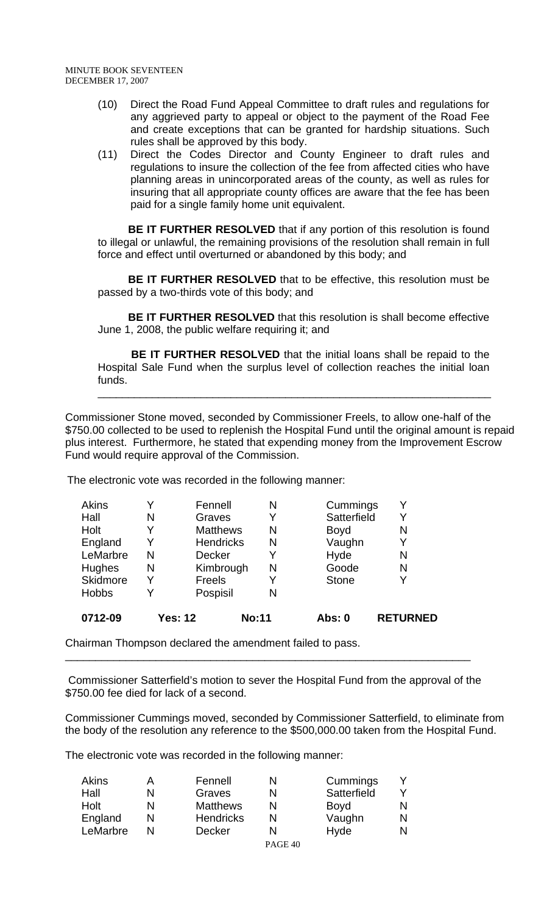(10) Direct the Road Fund Appeal Committee to draft rules and regulations for any aggrieved party to appeal or object to the payment of the Road Fee and create exceptions that can be granted for hardship situations. Such rules shall be approved by this body.

(11) Direct the Codes Director and County Engineer to draft rules and regulations to insure the collection of the fee from affected cities who have planning areas in unincorporated areas of the county, as well as rules for insuring that all appropriate county offices are aware that the fee has been paid for a single family home unit equivalent.

**BE IT FURTHER RESOLVED** that if any portion of this resolution is found to illegal or unlawful, the remaining provisions of the resolution shall remain in full force and effect until overturned or abandoned by this body; and

**BE IT FURTHER RESOLVED** that to be effective, this resolution must be passed by a two-thirds vote of this body; and

**BE IT FURTHER RESOLVED** that this resolution is shall become effective June 1, 2008, the public welfare requiring it; and

**BE IT FURTHER RESOLVED** that the initial loans shall be repaid to the Hospital Sale Fund when the surplus level of collection reaches the initial loan funds.

---

Commissioner Stone moved, seconded by Commissioner Freels, to allow one-half of the $750.00 collected to be used to replenish the Hospital Fund until the original amount is repaid plus interest. Furthermore, he stated that expending money from the Improvement Escrow Fund would require approval of the Commission.

The electronic vote was recorded in the following manner:

| | | | | | |
|---|---|---|---|---|---|
| Akins | Y | Fennell | N | Cummings | Y |
| Hall | N | Graves | Y | Satterfield | Y |
| Holt | Y | Matthews | N | Boyd | N |
| England | Y | Hendricks | N | Vaughn | Y |
| LeMarbre | N | Decker | Y | Hyde | N |
| Hughes | N | Kimbrough | N | Goode | N |
| Skidmore | Y | Freels | Y | Stone | Y |
| Hobbs | Y | Pospisil | N | | |

**0712-09 Yes: 12 No:11 Abs: 0 RETURNED**

Chairman Thompson declared the amendment failed to pass.

---

Commissioner Satterfield's motion to sever the Hospital Fund from the approval of the $750.00 fee died for lack of a second.

Commissioner Cummings moved, seconded by Commissioner Satterfield, to eliminate from the body of the resolution any reference to the $500,000.00 taken from the Hospital Fund.

The electronic vote was recorded in the following manner:

| | | | | | |
|---|---|---|---|---|---|
| Akins | A | Fennell | N | Cummings | Y |
| Hall | N | Graves | N | Satterfield | Y |
| Holt | N | Matthews | N | Boyd | N |
| England | N | Hendricks | N | Vaughn | N |
| LeMarbre | N | Decker | N | Hyde | N |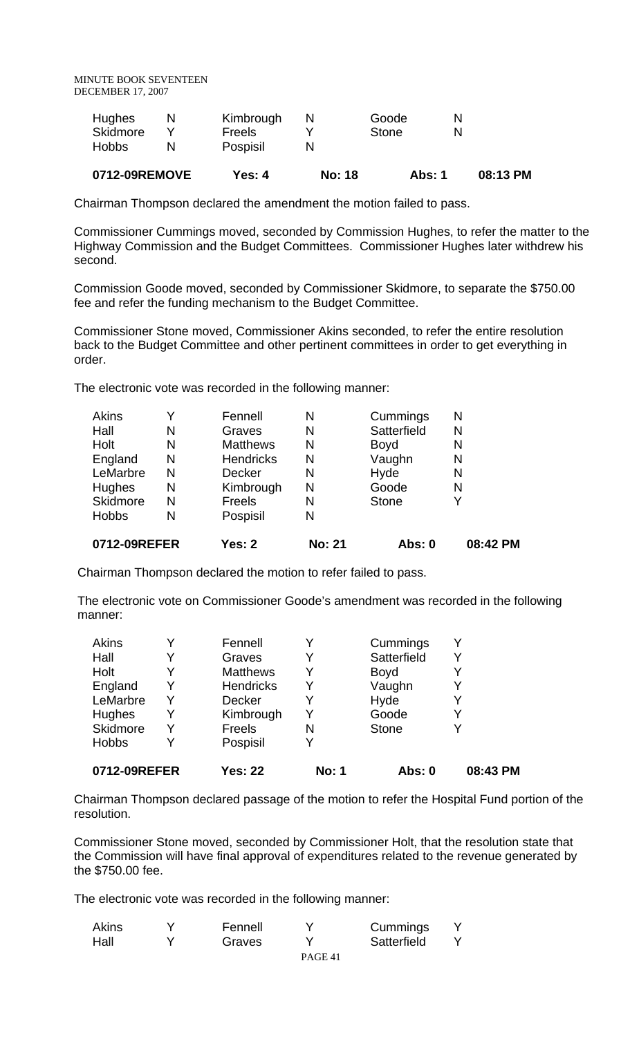| | | | | | | |
|---|---|---|---|---|---|---|
| Hughes | N | Kimbrough | N | Goode | N | |
| Skidmore | Y | Freels | Y | Stone | N | |
| Hobbs | N | Pospisil | N | | | |
| **0712-09REMOVE** | | **Yes: 4** | **No: 18** | **Abs: 1** | | **08:13 PM** |

Chairman Thompson declared the amendment the motion failed to pass.

Commissioner Cummings moved, seconded by Commission Hughes, to refer the matter to the Highway Commission and the Budget Committees. Commissioner Hughes later withdrew his second.

Commission Goode moved, seconded by Commissioner Skidmore, to separate the $750.00 fee and refer the funding mechanism to the Budget Committee.

Commissioner Stone moved, Commissioner Akins seconded, to refer the entire resolution back to the Budget Committee and other pertinent committees in order to get everything in order.

The electronic vote was recorded in the following manner:

| | | | | | | |
|---|---|---|---|---|---|---|
| Akins | Y | Fennell | N | Cummings | N | |
| Hall | N | Graves | N | Satterfield | N | |
| Holt | N | Matthews | N | Boyd | N | |
| England | N | Hendricks | N | Vaughn | N | |
| LeMarbre | N | Decker | N | Hyde | N | |
| Hughes | N | Kimbrough | N | Goode | N | |
| Skidmore | N | Freels | N | Stone | Y | |
| Hobbs | N | Pospisil | N | | | |
| **0712-09REFER** | | **Yes: 2** | **No: 21** | **Abs: 0** | | **08:42 PM** |

Chairman Thompson declared the motion to refer failed to pass.

The electronic vote on Commissioner Goode's amendment was recorded in the following manner:

| | | | | | | |
|---|---|---|---|---|---|---|
| Akins | Y | Fennell | Y | Cummings | Y | |
| Hall | Y | Graves | Y | Satterfield | Y | |
| Holt | Y | Matthews | Y | Boyd | Y | |
| England | Y | Hendricks | Y | Vaughn | Y | |
| LeMarbre | Y | Decker | Y | Hyde | Y | |
| Hughes | Y | Kimbrough | Y | Goode | Y | |
| Skidmore | Y | Freels | N | Stone | Y | |
| Hobbs | Y | Pospisil | Y | | | |
| **0712-09REFER** | | **Yes: 22** | **No: 1** | **Abs: 0** | | **08:43 PM** |

Chairman Thompson declared passage of the motion to refer the Hospital Fund portion of the resolution.

Commissioner Stone moved, seconded by Commissioner Holt, that the resolution state that the Commission will have final approval of expenditures related to the revenue generated by the $750.00 fee.

The electronic vote was recorded in the following manner:

| | | | | | |
|---|---|---|---|---|---|
| Akins | Y | Fennell | Y | Cummings | Y |
| Hall | Y | Graves | Y | Satterfield | Y |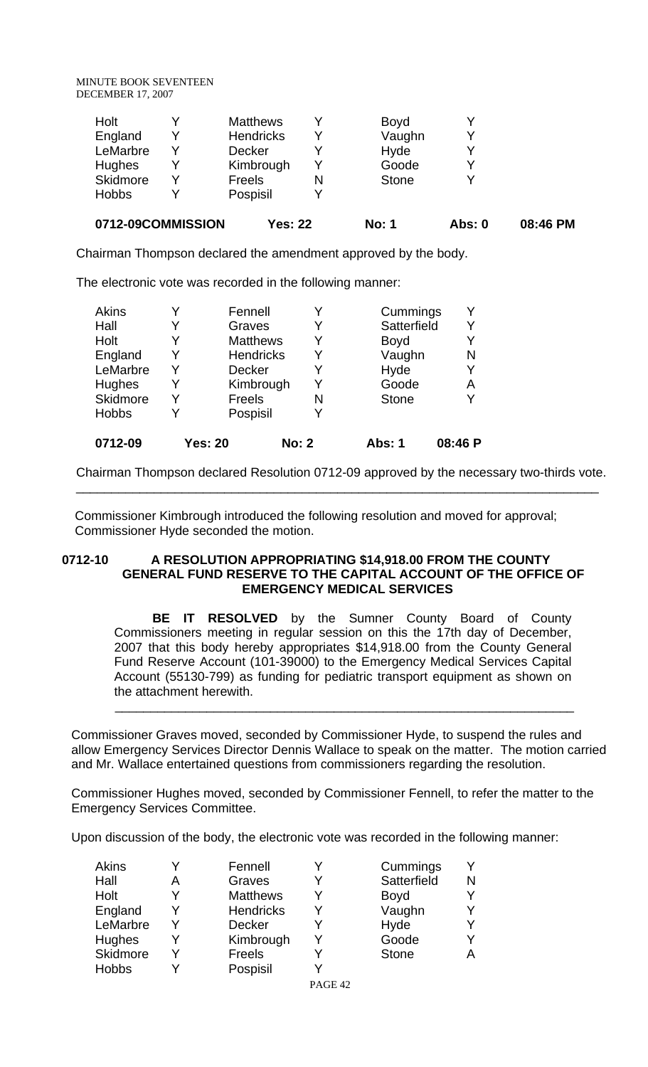| Holt | Y | Matthews | Y | Boyd | Y |
|---|---|---|---|---|---|
| England | Y | Hendricks | Y | Vaughn | Y |
| LeMarbre | Y | Decker | Y | Hyde | Y |
| Hughes | Y | Kimbrough | Y | Goode | Y |
| Skidmore | Y | Freels | N | Stone | Y |
| Hobbs | Y | Pospisil | Y | | |

**0712-09COMMISSION Yes: 22 No: 1 Abs: 0 08:46 PM**

Chairman Thompson declared the amendment approved by the body.

The electronic vote was recorded in the following manner:

| Akins | Y | Fennell | Y | Cummings | Y |
|---|---|---|---|---|---|
| Hall | Y | Graves | Y | Satterfield | Y |
| Holt | Y | Matthews | Y | Boyd | Y |
| England | Y | Hendricks | Y | Vaughn | N |
| LeMarbre | Y | Decker | Y | Hyde | Y |
| Hughes | Y | Kimbrough | Y | Goode | A |
| Skidmore | Y | Freels | N | Stone | Y |
| Hobbs | Y | Pospisil | Y | | |

**0712-09 Yes: 20 No: 2 Abs: 1 08:46 P**

Chairman Thompson declared Resolution 0712-09 approved by the necessary two-thirds vote.

---

Commissioner Kimbrough introduced the following resolution and moved for approval; Commissioner Hyde seconded the motion.

**0712-10 A RESOLUTION APPROPRIATING $14,918.00 FROM THE COUNTY GENERAL FUND RESERVE TO THE CAPITAL ACCOUNT OF THE OFFICE OF EMERGENCY MEDICAL SERVICES**

**BE IT RESOLVED** by the Sumner County Board of County Commissioners meeting in regular session on this the 17th day of December, 2007 that this body hereby appropriates $14,918.00 from the County General Fund Reserve Account (101-39000) to the Emergency Medical Services Capital Account (55130-799) as funding for pediatric transport equipment as shown on the attachment herewith.

---

Commissioner Graves moved, seconded by Commissioner Hyde, to suspend the rules and allow Emergency Services Director Dennis Wallace to speak on the matter. The motion carried and Mr. Wallace entertained questions from commissioners regarding the resolution.

Commissioner Hughes moved, seconded by Commissioner Fennell, to refer the matter to the Emergency Services Committee.

Upon discussion of the body, the electronic vote was recorded in the following manner:

| Akins | Y | Fennell | Y | Cummings | Y |
|---|---|---|---|---|---|
| Hall | A | Graves | Y | Satterfield | N |
| Holt | Y | Matthews | Y | Boyd | Y |
| England | Y | Hendricks | Y | Vaughn | Y |
| LeMarbre | Y | Decker | Y | Hyde | Y |
| Hughes | Y | Kimbrough | Y | Goode | Y |
| Skidmore | Y | Freels | Y | Stone | A |
| Hobbs | Y | Pospisil | Y | | |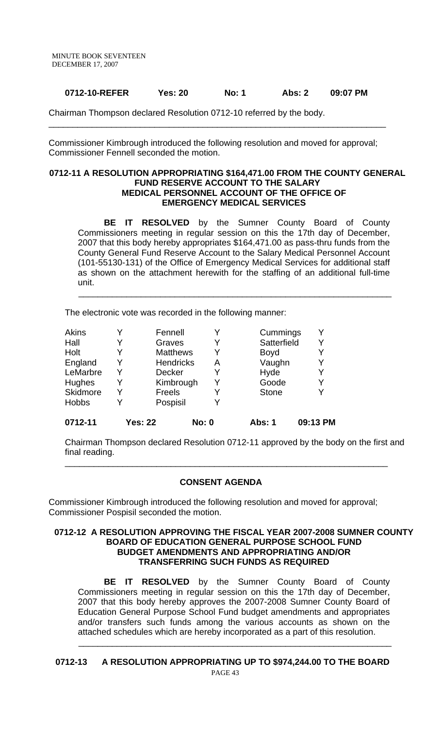**0712-10-REFER Yes: 20 No: 1 Abs: 2 09:07 PM**

Chairman Thompson declared Resolution 0712-10 referred by the body.

---

Commissioner Kimbrough introduced the following resolution and moved for approval; Commissioner Fennell seconded the motion.

**0712-11 A RESOLUTION APPROPRIATING $164,471.00 FROM THE COUNTY GENERAL FUND RESERVE ACCOUNT TO THE SALARY MEDICAL PERSONNEL ACCOUNT OF THE OFFICE OF EMERGENCY MEDICAL SERVICES**

**BE IT RESOLVED** by the Sumner County Board of County Commissioners meeting in regular session on this the 17th day of December, 2007 that this body hereby appropriates $164,471.00 as pass-thru funds from the County General Fund Reserve Account to the Salary Medical Personnel Account (101-55130-131) of the Office of Emergency Medical Services for additional staff as shown on the attachment herewith for the staffing of an additional full-time unit.

---

The electronic vote was recorded in the following manner:

| | | | | | |
|---|---|---|---|---|---|
| Akins | Y | Fennell | Y | Cummings | Y |
| Hall | Y | Graves | Y | Satterfield | Y |
| Holt | Y | Matthews | Y | Boyd | Y |
| England | Y | Hendricks | A | Vaughn | Y |
| LeMarbre | Y | Decker | Y | Hyde | Y |
| Hughes | Y | Kimbrough | Y | Goode | Y |
| Skidmore | Y | Freels | Y | Stone | Y |
| Hobbs | Y | Pospisil | Y | | |

**0712-11 Yes: 22 No: 0 Abs: 1 09:13 PM**

Chairman Thompson declared Resolution 0712-11 approved by the body on the first and final reading.

---

## CONSENT AGENDA

Commissioner Kimbrough introduced the following resolution and moved for approval; Commissioner Pospisil seconded the motion.

**0712-12 A RESOLUTION APPROVING THE FISCAL YEAR 2007-2008 SUMNER COUNTY BOARD OF EDUCATION GENERAL PURPOSE SCHOOL FUND BUDGET AMENDMENTS AND APPROPRIATING AND/OR TRANSFERRING SUCH FUNDS AS REQUIRED**

**BE IT RESOLVED** by the Sumner County Board of County Commissioners meeting in regular session on this the 17th day of December, 2007 that this body hereby approves the 2007-2008 Sumner County Board of Education General Purpose School Fund budget amendments and appropriates and/or transfers such funds among the various accounts as shown on the attached schedules which are hereby incorporated as a part of this resolution.

---

**0712-13 A RESOLUTION APPROPRIATING UP TO $974,244.00 TO THE BOARD**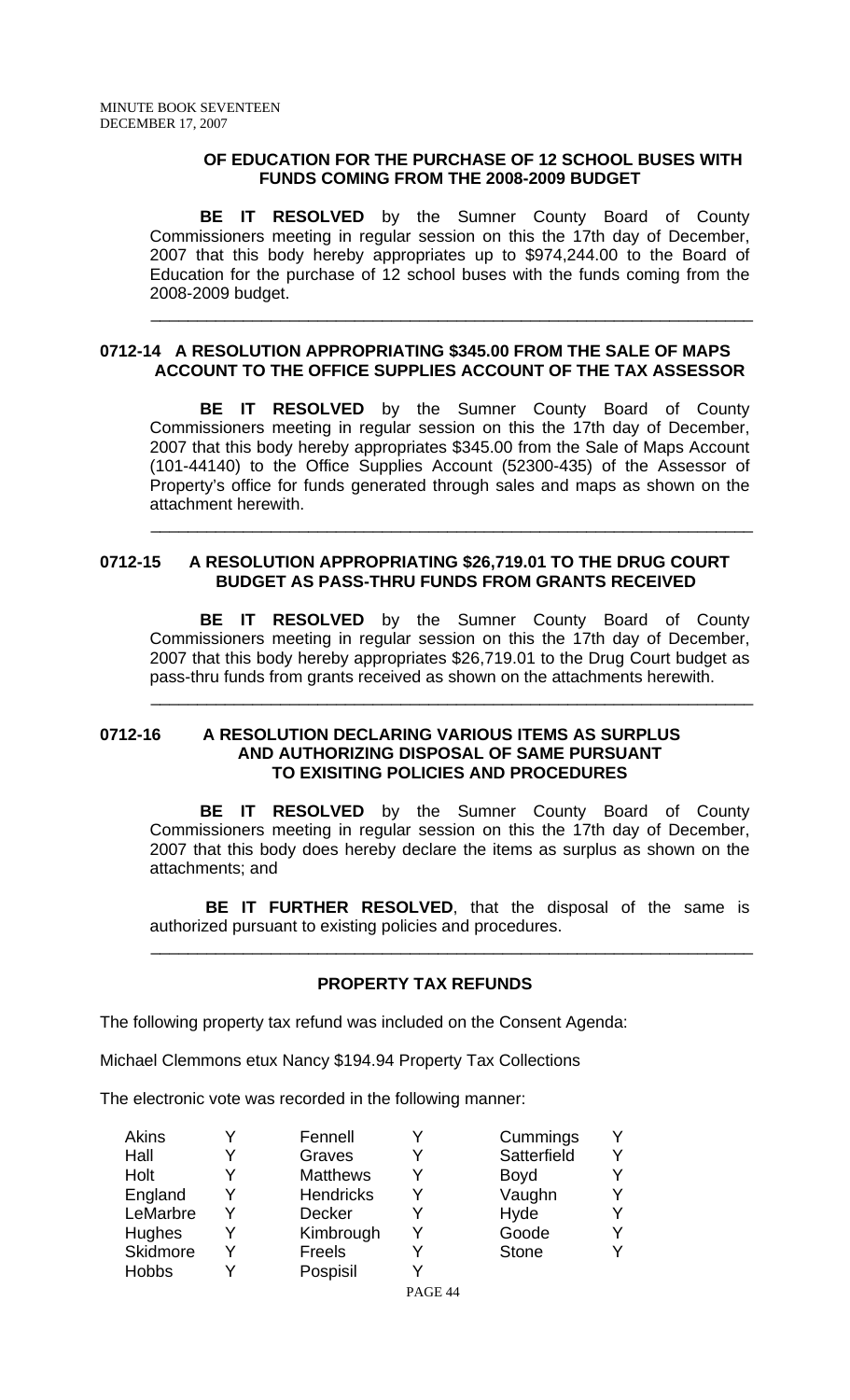**OF EDUCATION FOR THE PURCHASE OF 12 SCHOOL BUSES WITH FUNDS COMING FROM THE 2008-2009 BUDGET**

**BE IT RESOLVED** by the Sumner County Board of County Commissioners meeting in regular session on this the 17th day of December, 2007 that this body hereby appropriates up to $974,244.00 to the Board of Education for the purchase of 12 school buses with the funds coming from the 2008-2009 budget.

---

**0712-14 A RESOLUTION APPROPRIATING $345.00 FROM THE SALE OF MAPS ACCOUNT TO THE OFFICE SUPPLIES ACCOUNT OF THE TAX ASSESSOR**

**BE IT RESOLVED** by the Sumner County Board of County Commissioners meeting in regular session on this the 17th day of December, 2007 that this body hereby appropriates $345.00 from the Sale of Maps Account (101-44140) to the Office Supplies Account (52300-435) of the Assessor of Property's office for funds generated through sales and maps as shown on the attachment herewith.

---

**0712-15 A RESOLUTION APPROPRIATING $26,719.01 TO THE DRUG COURT BUDGET AS PASS-THRU FUNDS FROM GRANTS RECEIVED**

**BE IT RESOLVED** by the Sumner County Board of County Commissioners meeting in regular session on this the 17th day of December, 2007 that this body hereby appropriates $26,719.01 to the Drug Court budget as pass-thru funds from grants received as shown on the attachments herewith.

---

**0712-16 A RESOLUTION DECLARING VARIOUS ITEMS AS SURPLUS AND AUTHORIZING DISPOSAL OF SAME PURSUANT TO EXISITING POLICIES AND PROCEDURES**

**BE IT RESOLVED** by the Sumner County Board of County Commissioners meeting in regular session on this the 17th day of December, 2007 that this body does hereby declare the items as surplus as shown on the attachments; and

**BE IT FURTHER RESOLVED**, that the disposal of the same is authorized pursuant to existing policies and procedures.

---

**PROPERTY TAX REFUNDS**

The following property tax refund was included the Consent Agenda:

Michael Clemmons etux Nancy $194.94 Property Tax Collections

The electronic vote was recorded in the following manner:

| | | | | | |
|---|---|---|---|---|---|
| Akins | Y | Fennell | Y | Cummings | Y |
| Hall | Y | Graves | Y | Satterfield | Y |
| Holt | Y | Matthews | Y | Boyd | Y |
| England | Y | Hendricks | Y | Vaughn | Y |
| LeMarbre | Y | Decker | Y | Hyde | Y |
| Hughes | Y | Kimbrough | Y | Goode | Y |
| Skidmore | Y | Freels | Y | Stone | Y |
| Hobbs | Y | Pospisil | Y | | |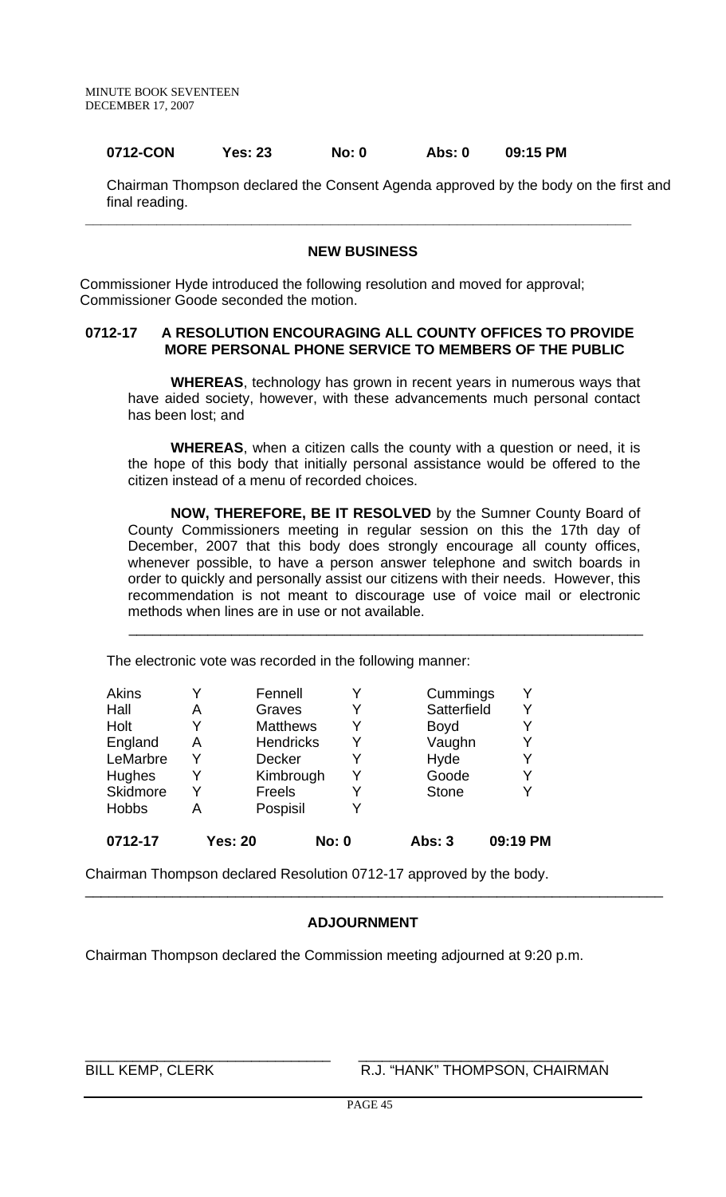**0712-CON Yes: 23 No: 0 Abs: 0 09:15 PM**

Chairman Thompson declared the Consent Agenda approved by the body on the first and final reading.

---

## NEW BUSINESS

Commissioner Hyde introduced the following resolution and moved for approval; Commissioner Goode seconded the motion.

### 0712-17 A RESOLUTION ENCOURAGING ALL COUNTY OFFICES TO PROVIDE MORE PERSONAL PHONE SERVICE TO MEMBERS OF THE PUBLIC

**WHEREAS**, technology has grown in recent years in numerous ways that have aided society, however, with these advancements much personal contact has been lost; and

**WHEREAS**, when a citizen calls the county with a question or need, it is the hope of this body that initially personal assistance would be offered to the citizen instead of a menu of recorded choices.

**NOW, THEREFORE, BE IT RESOLVED** by the Sumner County Board of County Commissioners meeting in regular session on this the 17th day of December, 2007 that this body does strongly encourage all county offices, whenever possible, to have a person answer telephone and switch boards in order to quickly and personally assist our citizens with their needs. However, this recommendation is not meant to discourage use of voice mail or electronic methods when lines are in use or not available.

---

The electronic vote was recorded in the following manner:

| | | | | | |
|---|---|---|---|---|---|
| Akins | Y | Fennell | Y | Cummings | Y |
| Hall | A | Graves | Y | Satterfield | Y |
| Holt | Y | Matthews | Y | Boyd | Y |
| England | A | Hendricks | Y | Vaughn | Y |
| LeMarbre | Y | Decker | Y | Hyde | Y |
| Hughes | Y | Kimbrough | Y | Goode | Y |
| Skidmore | Y | Freels | Y | Stone | Y |
| Hobbs | A | Pospisil | Y | | |

**0712-17 Yes: 20 No: 0 Abs: 3 09:19 PM**

Chairman Thompson declared Resolution 0712-17 approved by the body.

---

## ADJOURNMENT

Chairman Thompson declared the Commission meeting adjourned at 9:20 p.m.

BILL KEMP, CLERK

R.J. "HANK" THOMPSON, CHAIRMAN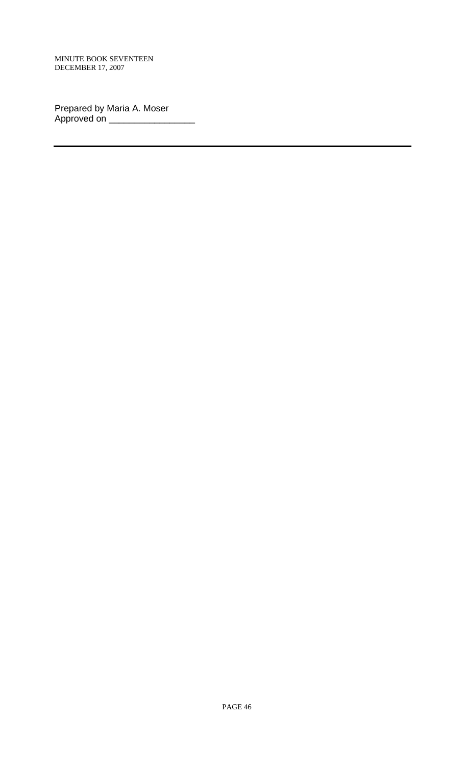Prepared by Maria A. Moser
Approved on ________________

---